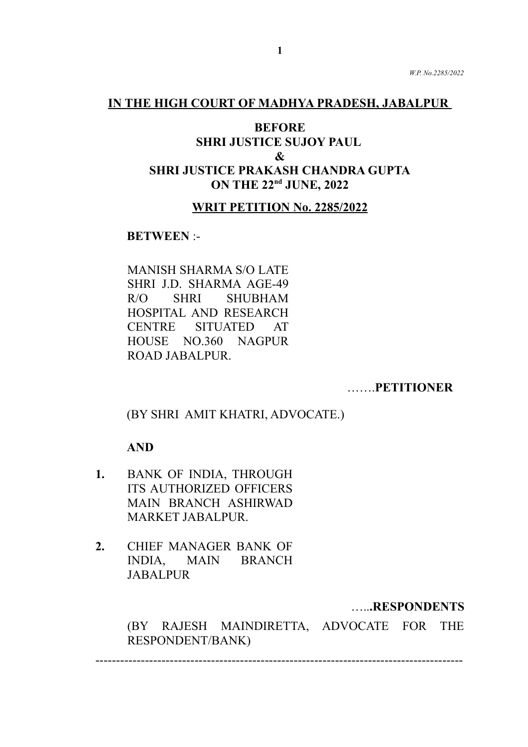## IN THE HIGH COURT OF MADHYA PRADESH, JABALPUR

**BEFORE**
**SHRI JUSTICE SUJOY PAUL**
**&**
**SHRI JUSTICE PRAKASH CHANDRA GUPTA**
**ON THE 22nd JUNE, 2022**

**WRIT PETITION No. 2285/2022**

**BETWEEN** :-

MANISH SHARMA S/O LATE SHRI J.D. SHARMA AGE-49 R/O SHRI SHUBHAM HOSPITAL AND RESEARCH CENTRE SITUATED AT HOUSE NO.360 NAGPUR ROAD JABALPUR.

…….**PETITIONER**

(BY SHRI AMIT KHATRI, ADVOCATE.)

**AND**

1. BANK OF INDIA, THROUGH ITS AUTHORIZED OFFICERS MAIN BRANCH ASHIRWAD MARKET JABALPUR.
2. CHIEF MANAGER BANK OF INDIA, MAIN BRANCH JABALPUR

…..**RESPONDENTS**

(BY RAJESH MAINDIRETTA, ADVOCATE FOR THE RESPONDENT/BANK)

---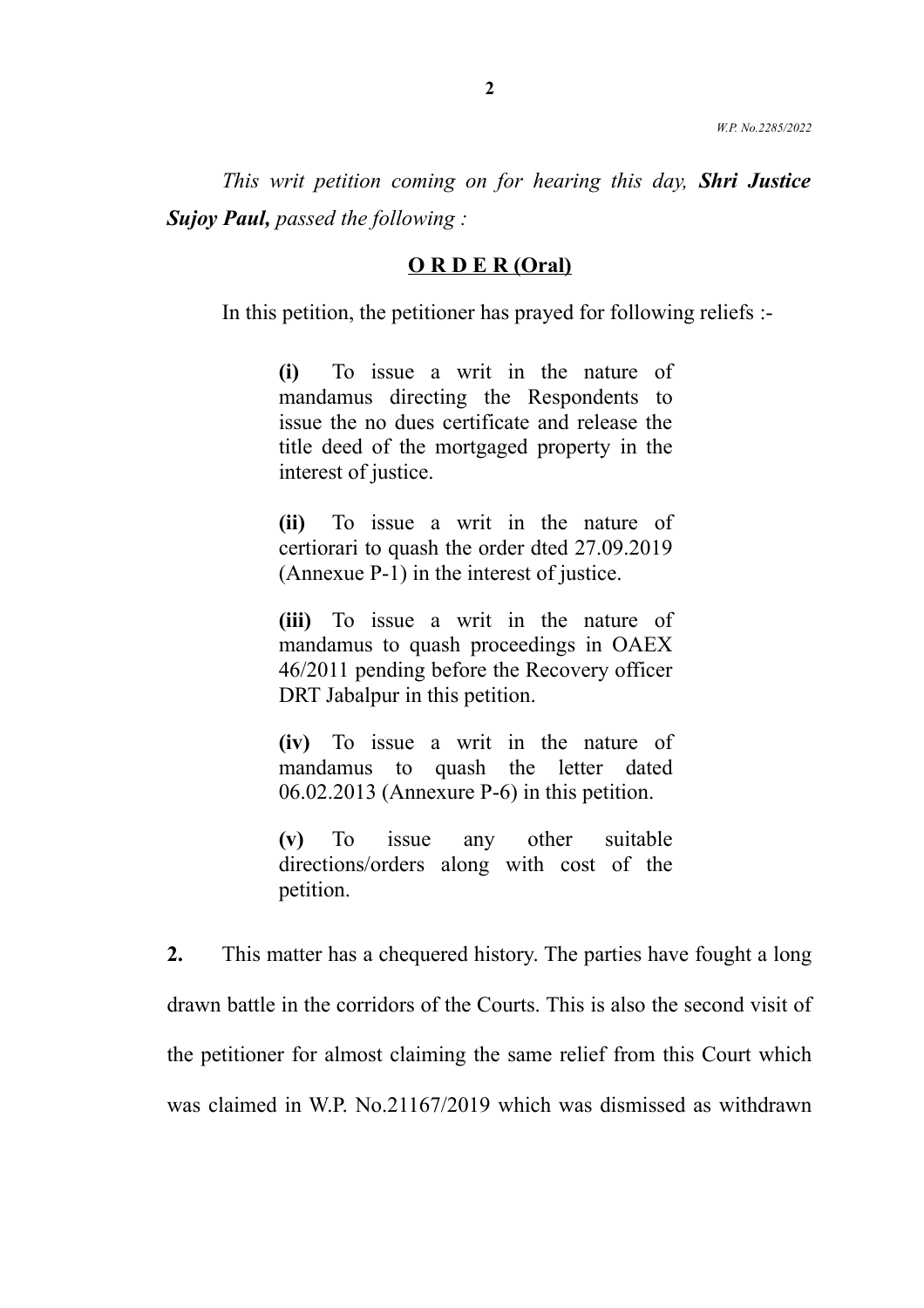*This writ petition coming on for hearing this day, **Shri Justice Sujoy Paul,** passed the following :*

**<u>O R D E R (Oral)</u>**

In this petition, the petitioner has prayed for following reliefs :-

> **(i)** To issue a writ in the nature of mandamus directing the Respondents to issue the no dues certificate and release the title deed of the mortgaged property in the interest of justice.
>
> **(ii)** To issue a writ in the nature of certiorari to quash the order dted 27.09.2019 (Annexue P-1) in the interest of justice.
>
> **(iii)** To issue a writ in the nature of mandamus to quash proceedings in OAEX 46/2011 pending before the Recovery officer DRT Jabalpur in this petition.
>
> **(iv)** To issue a writ in the nature of mandamus to quash the letter dated 06.02.2013 (Annexure P-6) in this petition.
>
> **(v)** To issue any other suitable directions/orders along with cost of the petition.

**2.** This matter has a chequered history. The parties have fought a long drawn battle in the corridors of the Courts. This is also the second visit of the petitioner for almost claiming the same relief from this Court which was claimed in W.P. No.21167/2019 which was dismissed as withdrawn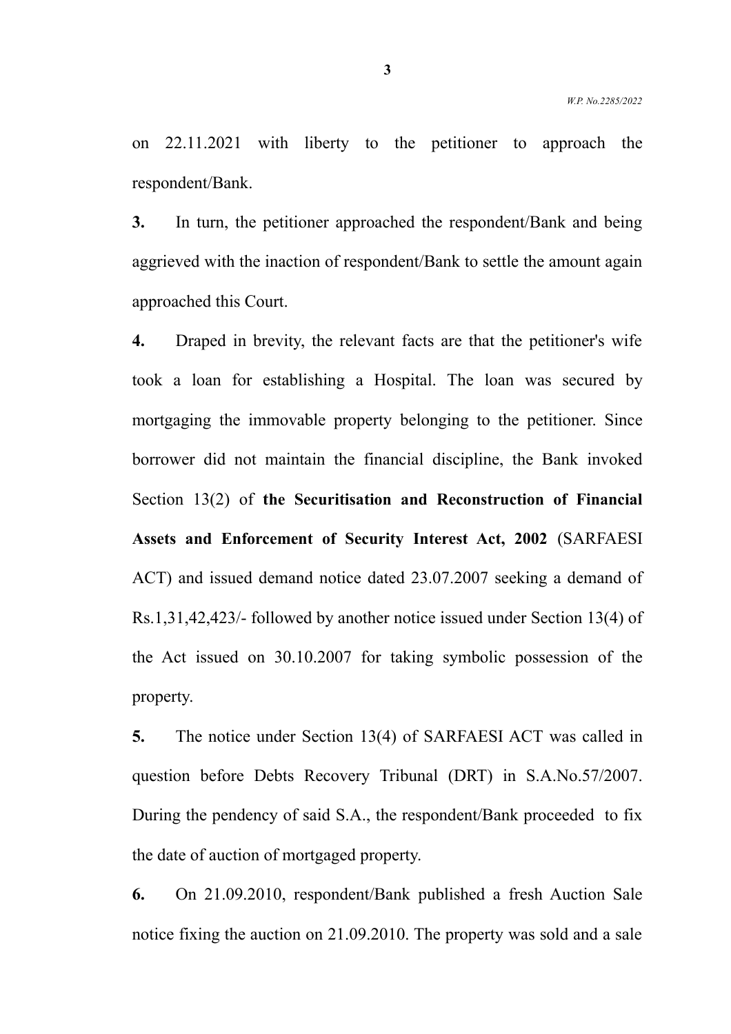on 22.11.2021 with liberty to the petitioner to approach the respondent/Bank.

**3.** In turn, the petitioner approached the respondent/Bank and being aggrieved with the inaction of respondent/Bank to settle the amount again approached this Court.

**4.** Draped in brevity, the relevant facts are that the petitioner's wife took a loan for establishing a Hospital. The loan was secured by mortgaging the immovable property belonging to the petitioner. Since borrower did not maintain the financial discipline, the Bank invoked Section 13(2) of **the Securitisation and Reconstruction of Financial Assets and Enforcement of Security Interest Act, 2002** (SARFAESI ACT) and issued demand notice dated 23.07.2007 seeking a demand of Rs.1,31,42,423/- followed by another notice issued under Section 13(4) of the Act issued on 30.10.2007 for taking symbolic possession of the property.

**5.** The notice under Section 13(4) of SARFAESI ACT was called in question before Debts Recovery Tribunal (DRT) in S.A.No.57/2007. During the pendency of said S.A., the respondent/Bank proceeded to fix the date of auction of mortgaged property.

**6.** On 21.09.2010, respondent/Bank published a fresh Auction Sale notice fixing the auction on 21.09.2010. The property was sold and a sale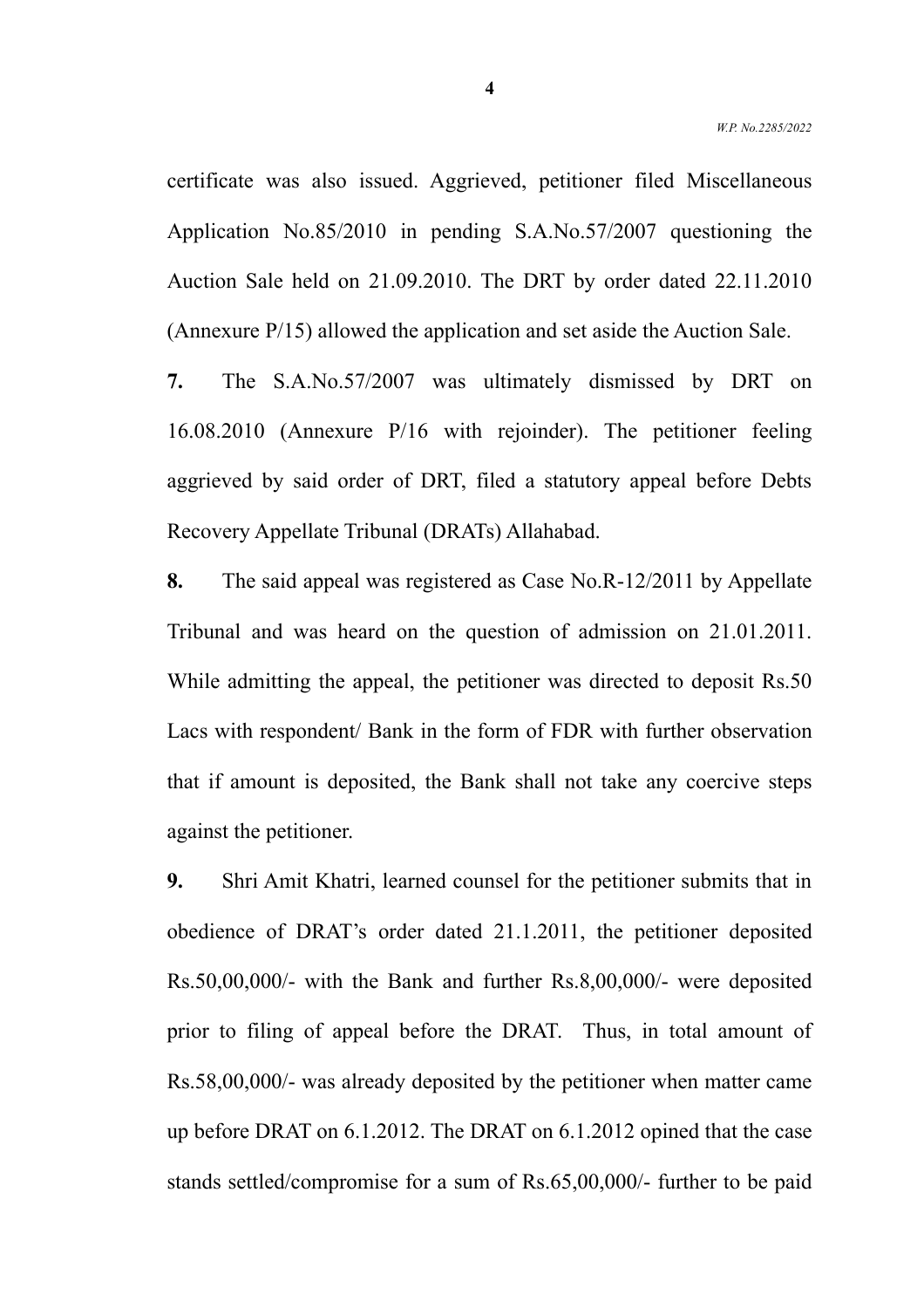certificate was also issued. Aggrieved, petitioner filed Miscellaneous Application No.85/2010 in pending S.A.No.57/2007 questioning the Auction Sale held on 21.09.2010. The DRT by order dated 22.11.2010 (Annexure P/15) allowed the application and set aside the Auction Sale.

**7.** The S.A.No.57/2007 was ultimately dismissed by DRT on 16.08.2010 (Annexure P/16 with rejoinder). The petitioner feeling aggrieved by said order of DRT, filed a statutory appeal before Debts Recovery Appellate Tribunal (DRATs) Allahabad.

**8.** The said appeal was registered as Case No.R-12/2011 by Appellate Tribunal and was heard on the question of admission on 21.01.2011. While admitting the appeal, the petitioner was directed to deposit Rs.50 Lacs with respondent/ Bank in the form of FDR with further observation that if amount is deposited, the Bank shall not take any coercive steps against the petitioner.

**9.** Shri Amit Khatri, learned counsel for the petitioner submits that in obedience of DRAT's order dated 21.1.2011, the petitioner deposited Rs.50,00,000/- with the Bank and further Rs.8,00,000/- were deposited prior to filing of appeal before the DRAT. Thus, in total amount of Rs.58,00,000/- was already deposited by the petitioner when matter came up before DRAT on 6.1.2012. The DRAT on 6.1.2012 opined that the case stands settled/compromise for a sum of Rs.65,00,000/- further to be paid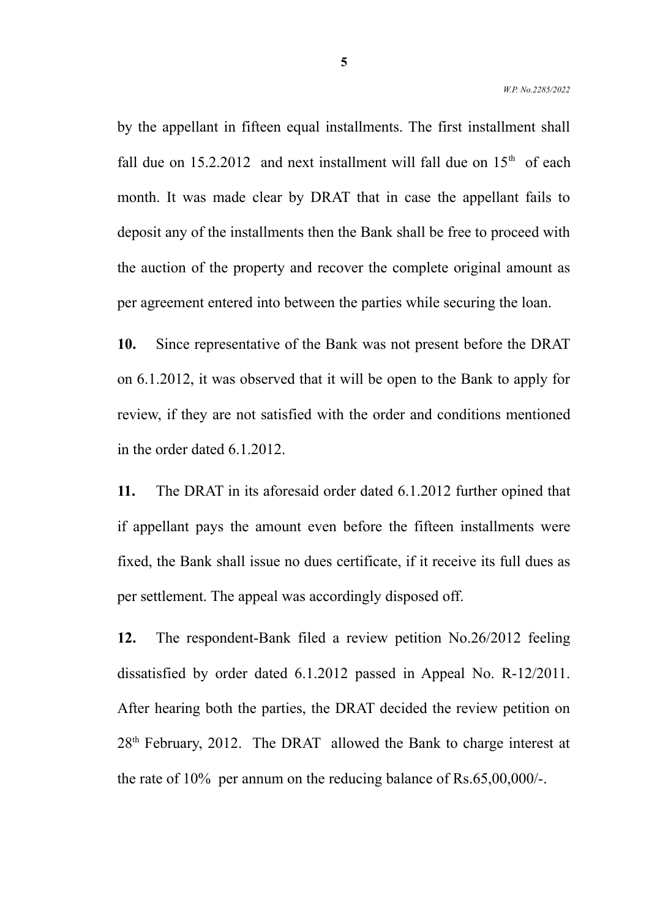by the appellant in fifteen equal installments. The first installment shall fall due on 15.2.2012 and next installment will fall due on 15th of each month. It was made clear by DRAT that in case the appellant fails to deposit any of the installments then the Bank shall be free to proceed with the auction of the property and recover the complete original amount as per agreement entered into between the parties while securing the loan.

**10.** Since representative of the Bank was not present before the DRAT on 6.1.2012, it was observed that it will be open to the Bank to apply for review, if they are not satisfied with the order and conditions mentioned in the order dated 6.1.2012.

**11.** The DRAT in its aforesaid order dated 6.1.2012 further opined that if appellant pays the amount even before the fifteen installments were fixed, the Bank shall issue no dues certificate, if it receive its full dues as per settlement. The appeal was accordingly disposed off.

**12.** The respondent-Bank filed a review petition No.26/2012 feeling dissatisfied by order dated 6.1.2012 passed in Appeal No. R-12/2011. After hearing both the parties, the DRAT decided the review petition on 28th February, 2012. The DRAT allowed the Bank to charge interest at the rate of 10% per annum on the reducing balance of Rs.65,00,000/-.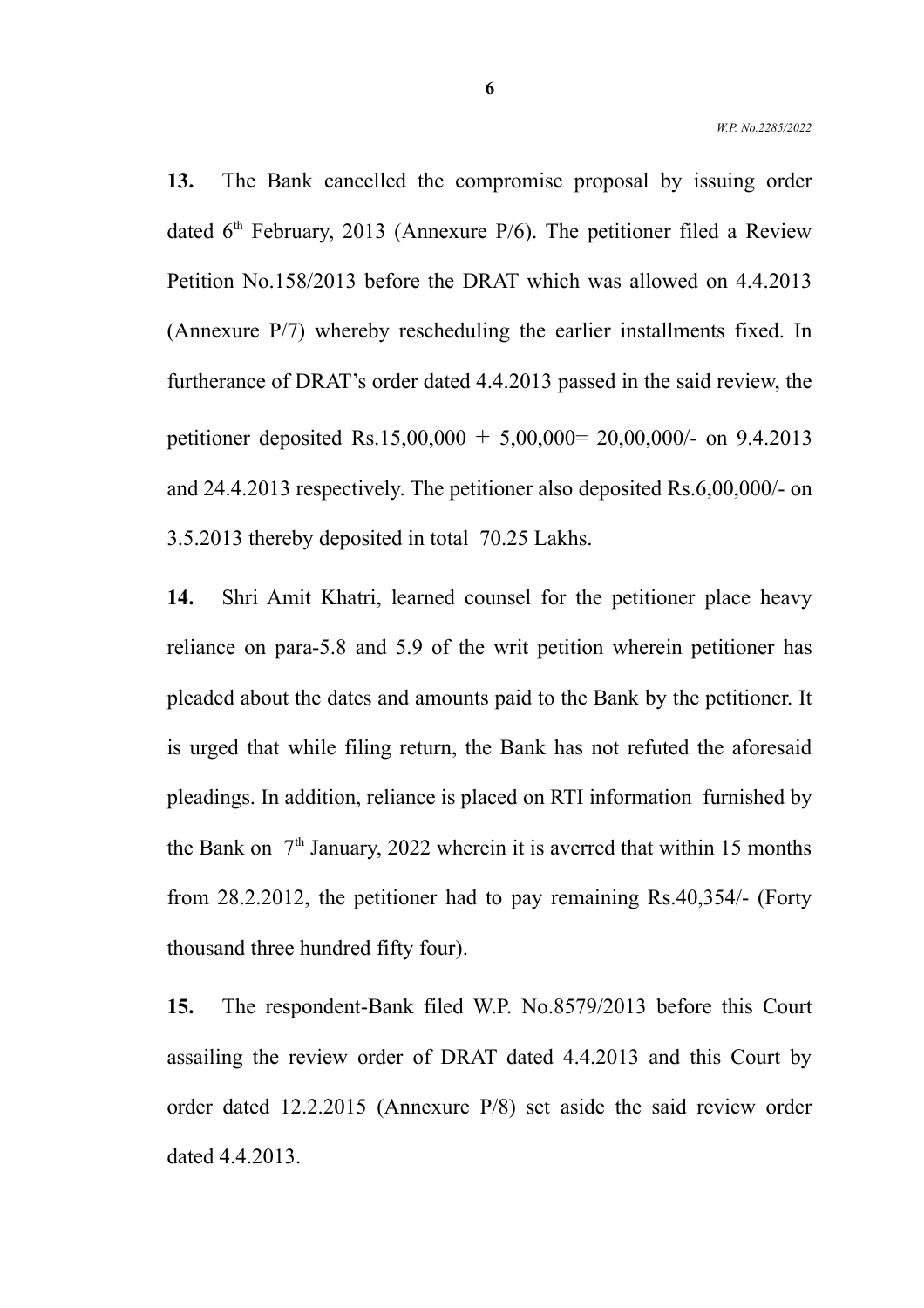**13.** The Bank cancelled the compromise proposal by issuing order dated 6th February, 2013 (Annexure P/6). The petitioner filed a Review Petition No.158/2013 before the DRAT which was allowed on 4.4.2013 (Annexure P/7) whereby rescheduling the earlier installments fixed. In furtherance of DRAT's order dated 4.4.2013 passed in the said review, the petitioner deposited Rs.15,00,000 + 5,00,000= 20,00,000/- on 9.4.2013 and 24.4.2013 respectively. The petitioner also deposited Rs.6,00,000/- on 3.5.2013 thereby deposited in total 70.25 Lakhs.

**14.** Shri Amit Khatri, learned counsel for the petitioner place heavy reliance on para-5.8 and 5.9 of the writ petition wherein petitioner has pleaded about the dates and amounts paid to the Bank by the petitioner. It is urged that while filing return, the Bank has not refuted the aforesaid pleadings. In addition, reliance is placed on RTI information furnished by the Bank on 7th January, 2022 wherein it is averred that within 15 months from 28.2.2012, the petitioner had to pay remaining Rs.40,354/- (Forty thousand three hundred fifty four).

**15.** The respondent-Bank filed W.P. No.8579/2013 before this Court assailing the review order of DRAT dated 4.4.2013 and this Court by order dated 12.2.2015 (Annexure P/8) set aside the said review order dated 4.4.2013.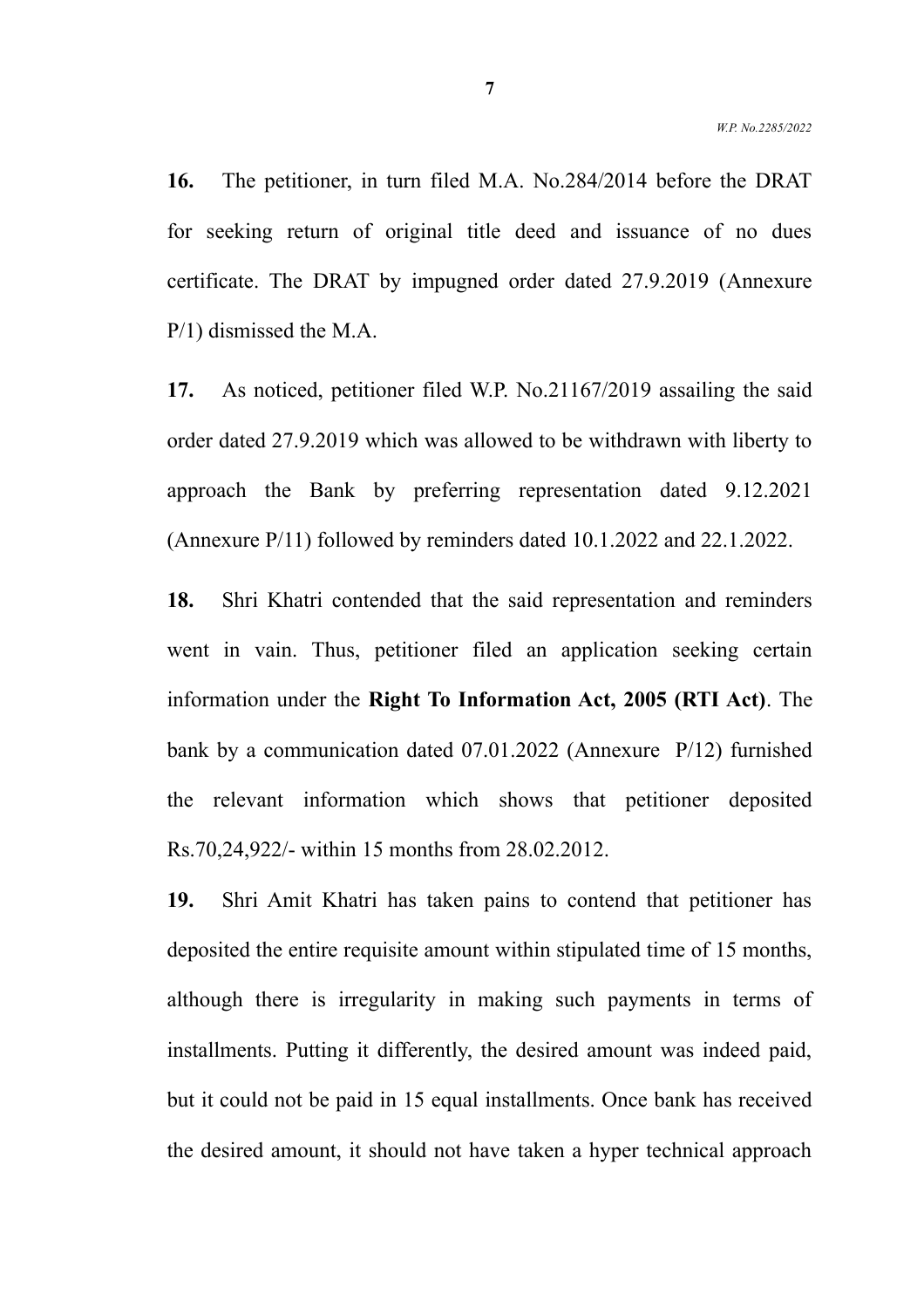**16.** The petitioner, in turn filed M.A. No.284/2014 before the DRAT for seeking return of original title deed and issuance of no dues certificate. The DRAT by impugned order dated 27.9.2019 (Annexure P/1) dismissed the M.A.

**17.** As noticed, petitioner filed W.P. No.21167/2019 assailing the said order dated 27.9.2019 which was allowed to be withdrawn with liberty to approach the Bank by preferring representation dated 9.12.2021 (Annexure P/11) followed by reminders dated 10.1.2022 and 22.1.2022.

**18.** Shri Khatri contended that the said representation and reminders went in vain. Thus, petitioner filed an application seeking certain information under the **Right To Information Act, 2005 (RTI Act)**. The bank by a communication dated 07.01.2022 (Annexure P/12) furnished the relevant information which shows that petitioner deposited Rs.70,24,922/- within 15 months from 28.02.2012.

**19.** Shri Amit Khatri has taken pains to contend that petitioner has deposited the entire requisite amount within stipulated time of 15 months, although there is irregularity in making such payments in terms of installments. Putting it differently, the desired amount was indeed paid, but it could not be paid in 15 equal installments. Once bank has received the desired amount, it should not have taken a hyper technical approach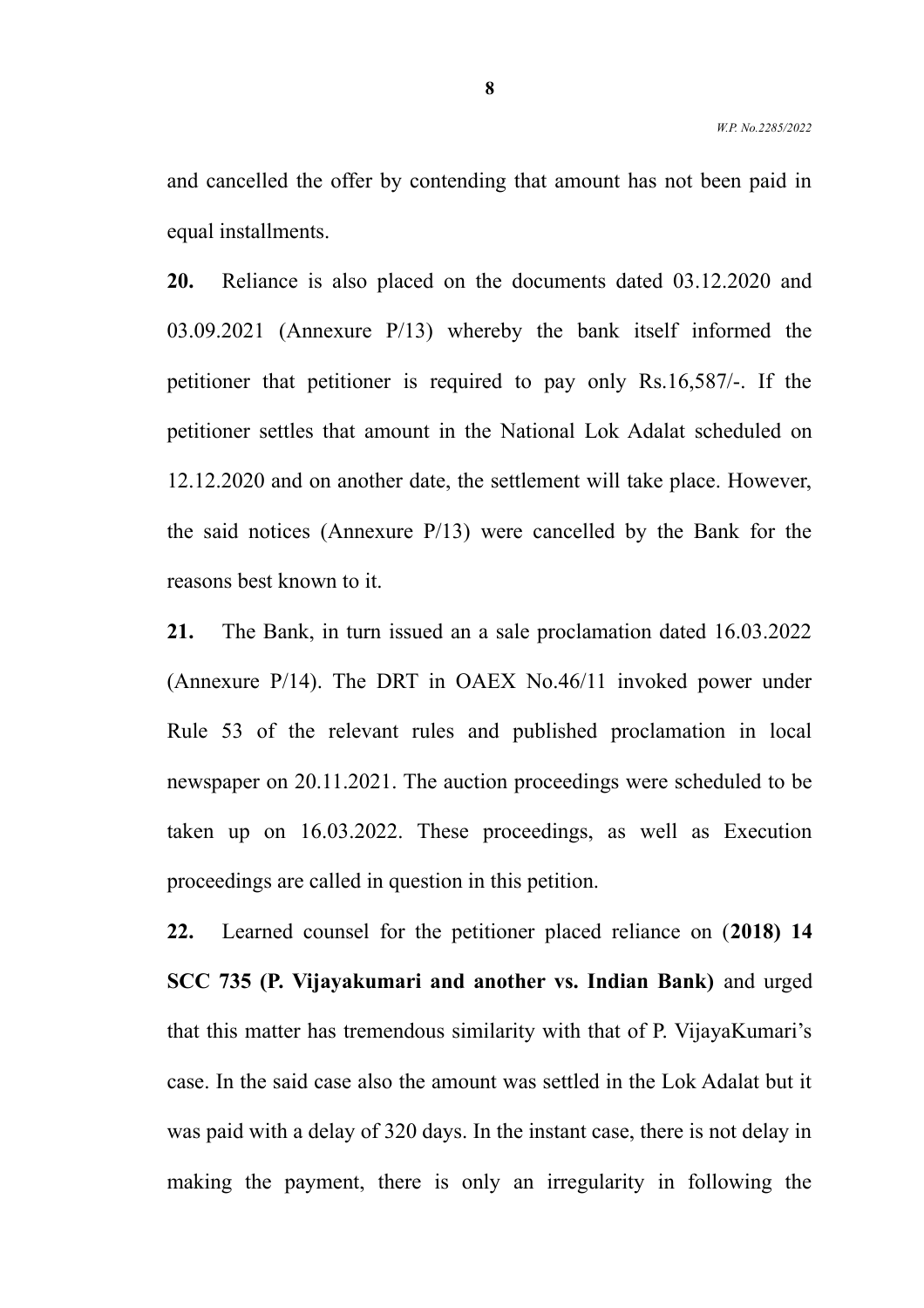and cancelled the offer by contending that amount has not been paid in equal installments.

**20.** Reliance is also placed on the documents dated 03.12.2020 and 03.09.2021 (Annexure P/13) whereby the bank itself informed the petitioner that petitioner is required to pay only Rs.16,587/-. If the petitioner settles that amount in the National Lok Adalat scheduled on 12.12.2020 and on another date, the settlement will take place. However, the said notices (Annexure P/13) were cancelled by the Bank for the reasons best known to it.

**21.** The Bank, in turn issued an a sale proclamation dated 16.03.2022 (Annexure P/14). The DRT in OAEX No.46/11 invoked power under Rule 53 of the relevant rules and published proclamation in local newspaper on 20.11.2021. The auction proceedings were scheduled to be taken up on 16.03.2022. These proceedings, as well as Execution proceedings are called in question in this petition.

**22.** Learned counsel for the petitioner placed reliance on (**2018) 14 SCC 735 (P. Vijayakumari and another vs. Indian Bank)** and urged that this matter has tremendous similarity with that of P. VijayaKumari's case. In the said case also the amount was settled in the Lok Adalat but it was paid with a delay of 320 days. In the instant case, there is not delay in making the payment, there is only an irregularity in following the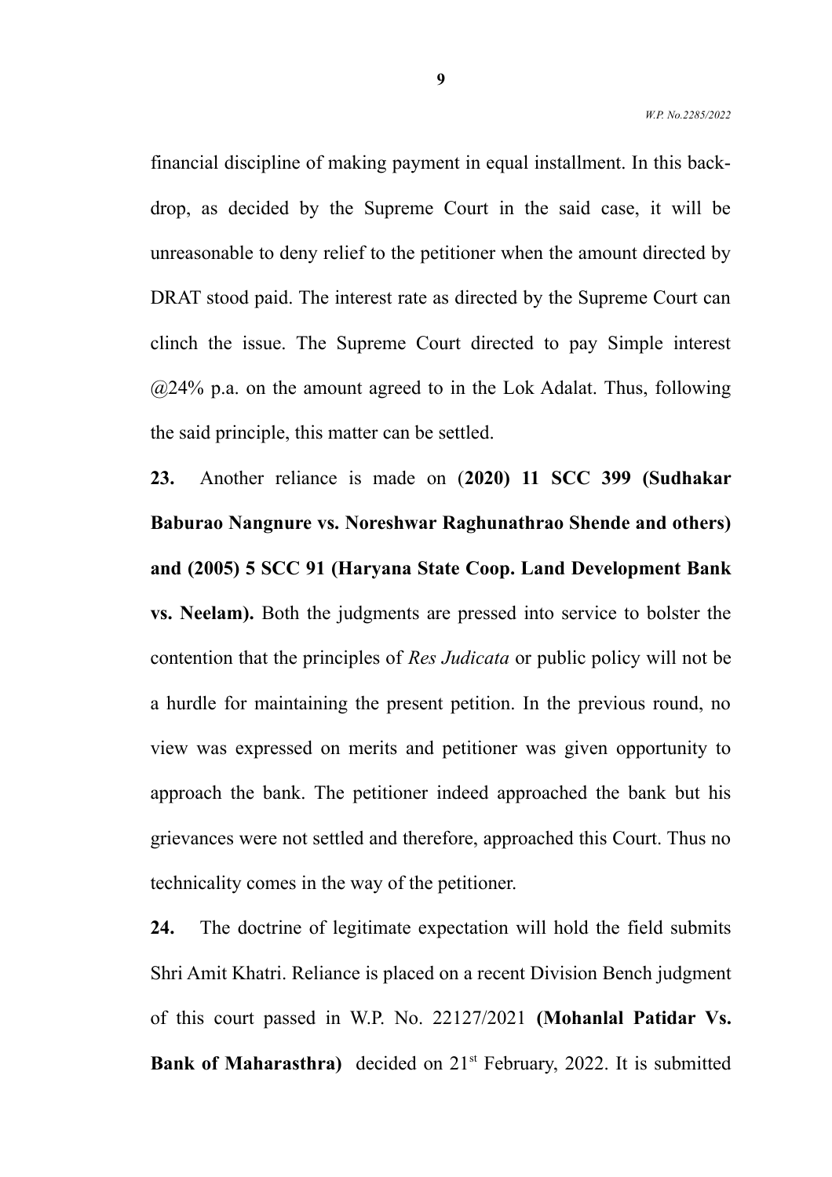financial discipline of making payment in equal installment. In this back-drop, as decided by the Supreme Court in the said case, it will be unreasonable to deny relief to the petitioner when the amount directed by DRAT stood paid. The interest rate as directed by the Supreme Court can clinch the issue. The Supreme Court directed to pay Simple interest @24% p.a. on the amount agreed to in the Lok Adalat. Thus, following the said principle, this matter can be settled.

**23.** Another reliance is made on (**2020) 11 SCC 399 (Sudhakar Baburao Nangnure vs. Noreshwar Raghunathrao Shende and others) and (2005) 5 SCC 91 (Haryana State Coop. Land Development Bank vs. Neelam).** Both the judgments are pressed into service to bolster the contention that the principles of *Res Judicata* or public policy will not be a hurdle for maintaining the present petition. In the previous round, no view was expressed on merits and petitioner was given opportunity to approach the bank. The petitioner indeed approached the bank but his grievances were not settled and therefore, approached this Court. Thus no technicality comes in the way of the petitioner.

**24.** The doctrine of legitimate expectation will hold the field submits Shri Amit Khatri. Reliance is placed on a recent Division Bench judgment of this court passed in W.P. No. 22127/2021 **(Mohanlal Patidar Vs. Bank of Maharasthra)** decided on 21st February, 2022. It is submitted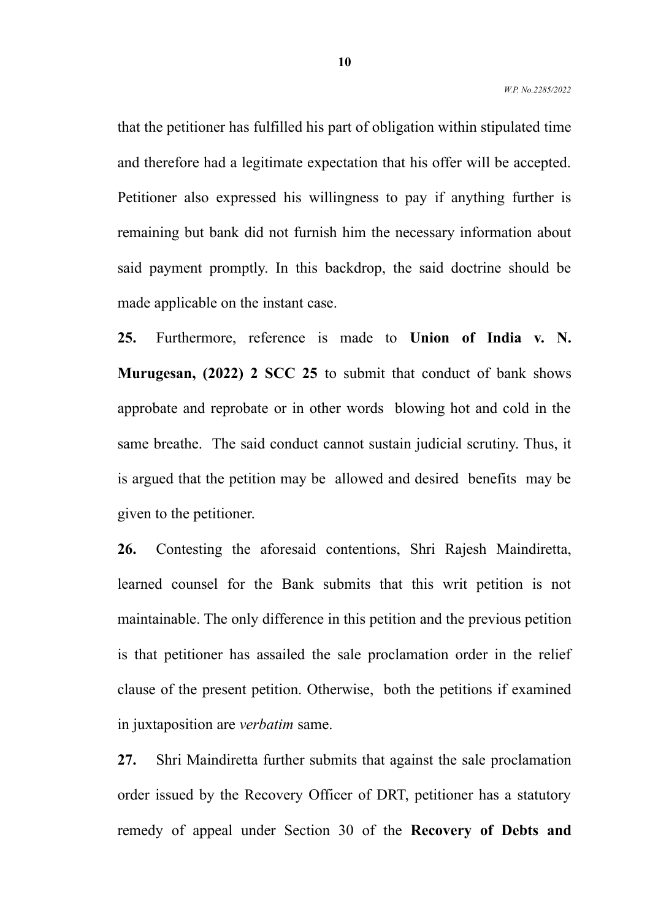that the petitioner has fulfilled his part of obligation within stipulated time and therefore had a legitimate expectation that his offer will be accepted. Petitioner also expressed his willingness to pay if anything further is remaining but bank did not furnish him the necessary information about said payment promptly. In this backdrop, the said doctrine should be made applicable on the instant case.

**25.** Furthermore, reference is made to **Union of India v. N. Murugesan, (2022) 2 SCC 25** to submit that conduct of bank shows approbate and reprobate or in other words blowing hot and cold in the same breathe. The said conduct cannot sustain judicial scrutiny. Thus, it is argued that the petition may be allowed and desired benefits may be given to the petitioner.

**26.** Contesting the aforesaid contentions, Shri Rajesh Maindiretta, learned counsel for the Bank submits that this writ petition is not maintainable. The only difference in this petition and the previous petition is that petitioner has assailed the sale proclamation order in the relief clause of the present petition. Otherwise, both the petitions if examined in juxtaposition are *verbatim* same.

**27.** Shri Maindiretta further submits that against the sale proclamation order issued by the Recovery Officer of DRT, petitioner has a statutory remedy of appeal under Section 30 of the **Recovery of Debts and**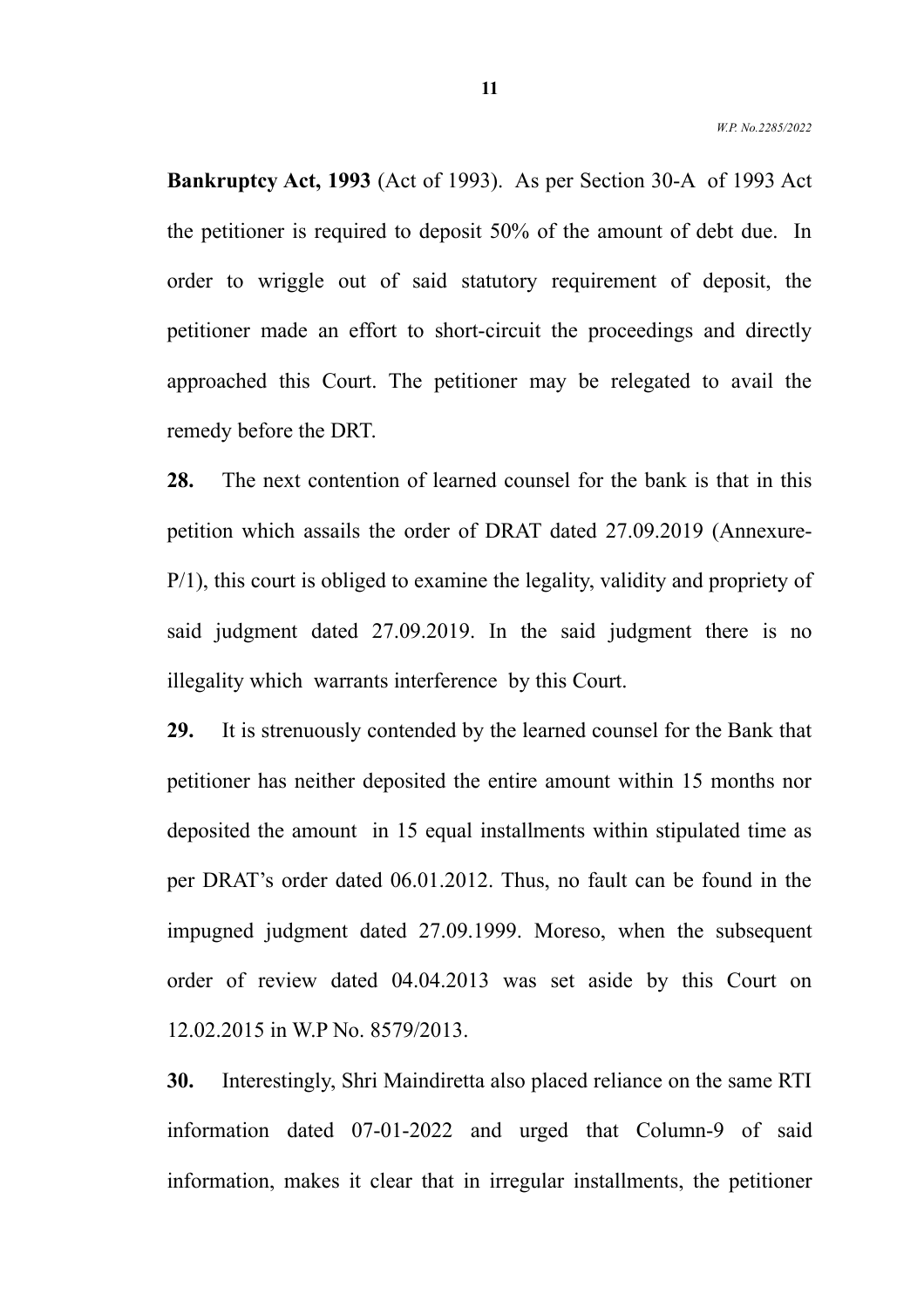**Bankruptcy Act, 1993** (Act of 1993). As per Section 30-A of 1993 Act the petitioner is required to deposit 50% of the amount of debt due. In order to wriggle out of said statutory requirement of deposit, the petitioner made an effort to short-circuit the proceedings and directly approached this Court. The petitioner may be relegated to avail the remedy before the DRT.

**28.** The next contention of learned counsel for the bank is that in this petition which assails the order of DRAT dated 27.09.2019 (Annexure-P/1), this court is obliged to examine the legality, validity and propriety of said judgment dated 27.09.2019. In the said judgment there is no illegality which warrants interference by this Court.

**29.** It is strenuously contended by the learned counsel for the Bank that petitioner has neither deposited the entire amount within 15 months nor deposited the amount in 15 equal installments within stipulated time as per DRAT's order dated 06.01.2012. Thus, no fault can be found in the impugned judgment dated 27.09.1999. Moreso, when the subsequent order of review dated 04.04.2013 was set aside by this Court on 12.02.2015 in W.P No. 8579/2013.

**30.** Interestingly, Shri Maindiretta also placed reliance on the same RTI information dated 07-01-2022 and urged that Column-9 of said information, makes it clear that in irregular installments, the petitioner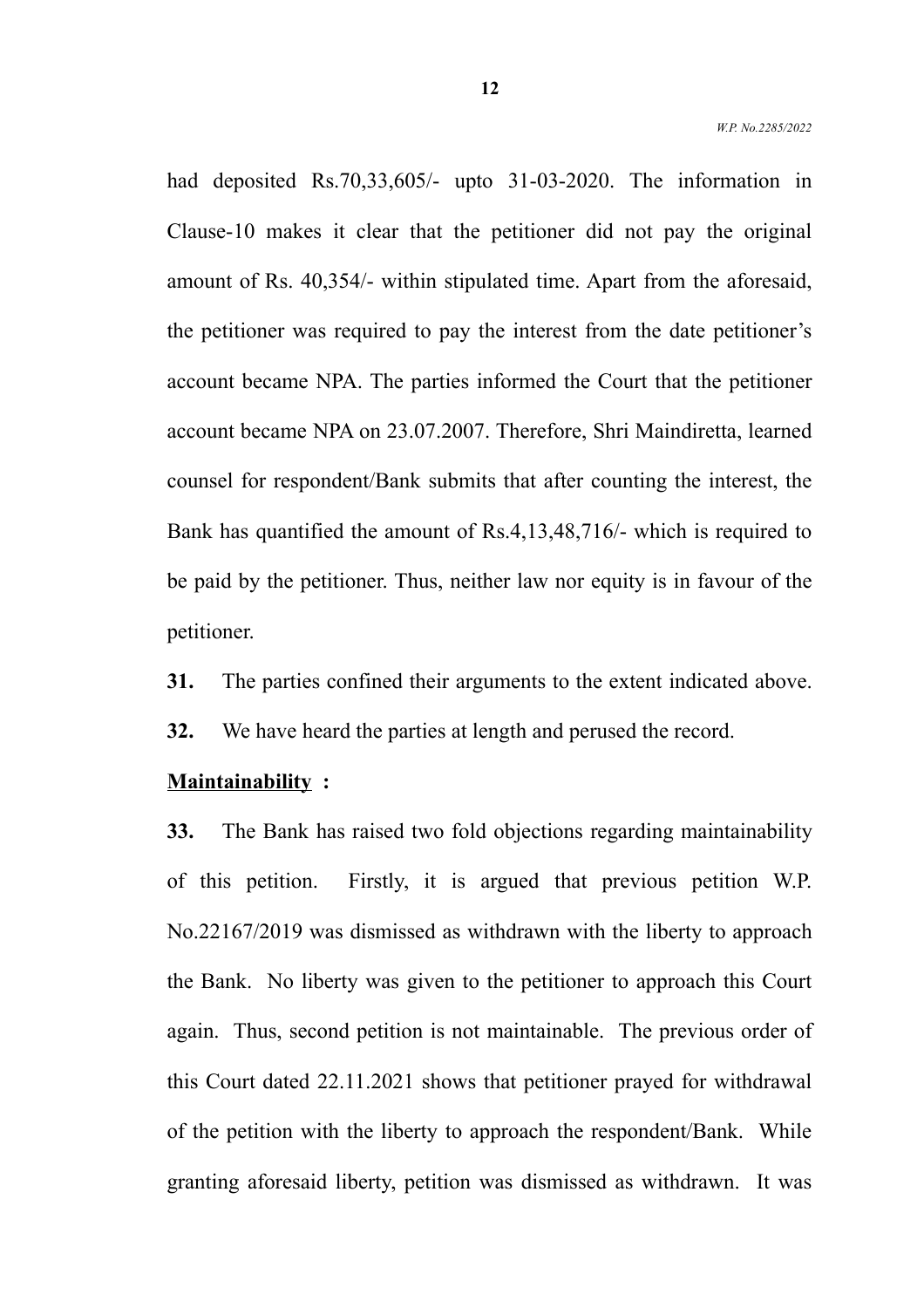had deposited Rs.70,33,605/- upto 31-03-2020. The information in Clause-10 makes it clear that the petitioner did not pay the original amount of Rs. 40,354/- within stipulated time. Apart from the aforesaid, the petitioner was required to pay the interest from the date petitioner's account became NPA. The parties informed the Court that the petitioner account became NPA on 23.07.2007. Therefore, Shri Maindiretta, learned counsel for respondent/Bank submits that after counting the interest, the Bank has quantified the amount of Rs.4,13,48,716/- which is required to be paid by the petitioner. Thus, neither law nor equity is in favour of the petitioner.

**31.** The parties confined their arguments to the extent indicated above.

**32.** We have heard the parties at length and perused the record.

**Maintainability :**

**33.** The Bank has raised two fold objections regarding maintainability of this petition. Firstly, it is argued that previous petition W.P. No.22167/2019 was dismissed as withdrawn with the liberty to approach the Bank. No liberty was given to the petitioner to approach this Court again. Thus, second petition is not maintainable. The previous order of this Court dated 22.11.2021 shows that petitioner prayed for withdrawal of the petition with the liberty to approach the respondent/Bank. While granting aforesaid liberty, petition was dismissed as withdrawn. It was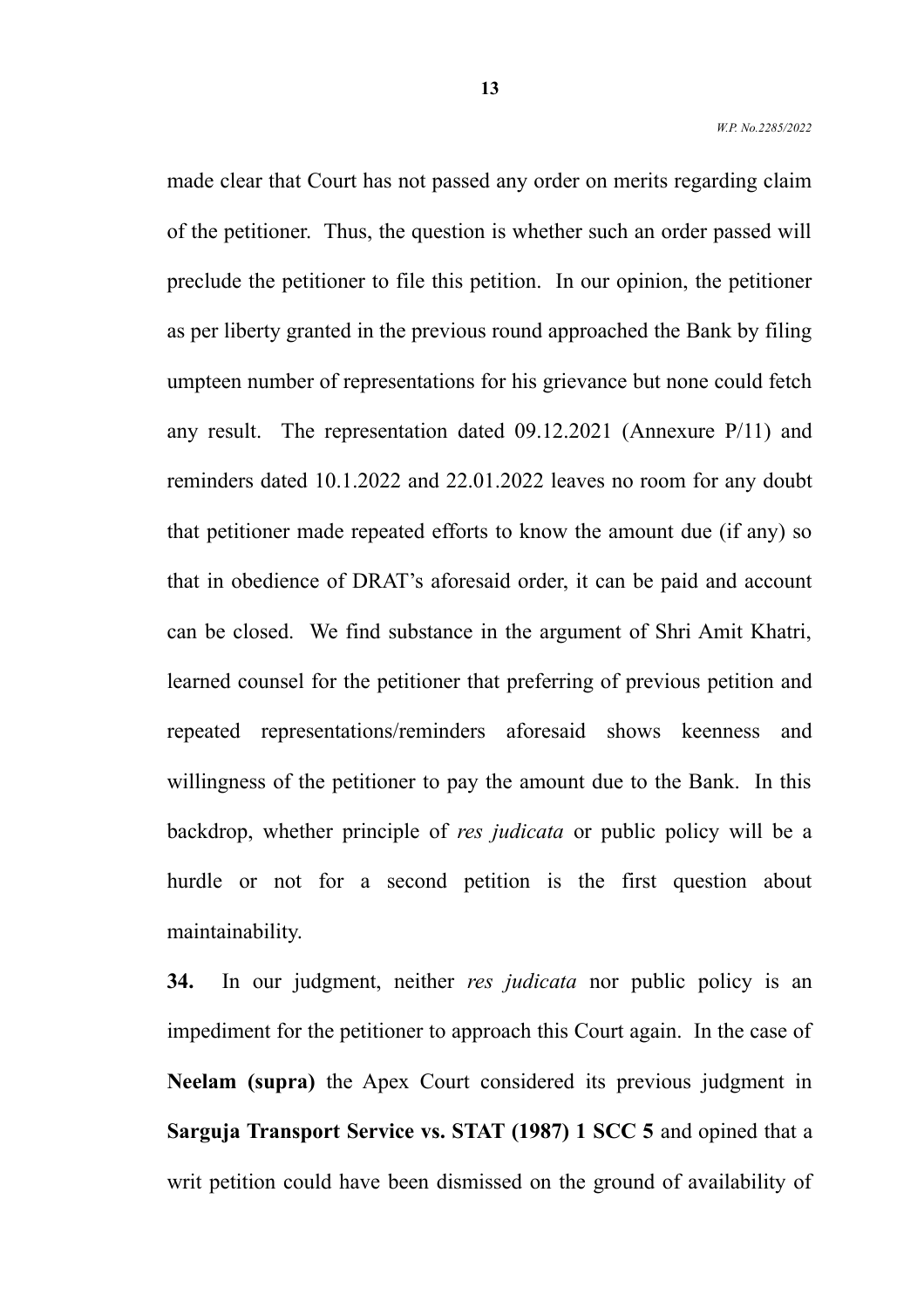made clear that Court has not passed any order on merits regarding claim of the petitioner. Thus, the question is whether such an order passed will preclude the petitioner to file this petition. In our opinion, the petitioner as per liberty granted in the previous round approached the Bank by filing umpteen number of representations for his grievance but none could fetch any result. The representation dated 09.12.2021 (Annexure P/11) and reminders dated 10.1.2022 and 22.01.2022 leaves no room for any doubt that petitioner made repeated efforts to know the amount due (if any) so that in obedience of DRAT's aforesaid order, it can be paid and account can be closed. We find substance in the argument of Shri Amit Khatri, learned counsel for the petitioner that preferring of previous petition and repeated representations/reminders aforesaid shows keenness and willingness of the petitioner to pay the amount due to the Bank. In this backdrop, whether principle of *res judicata* or public policy will be a hurdle or not for a second petition is the first question about maintainability.

**34.** In our judgment, neither *res judicata* nor public policy is an impediment for the petitioner to approach this Court again. In the case of **Neelam (supra)** the Apex Court considered its previous judgment in **Sarguja Transport Service vs. STAT (1987) 1 SCC 5** and opined that a writ petition could have been dismissed on the ground of availability of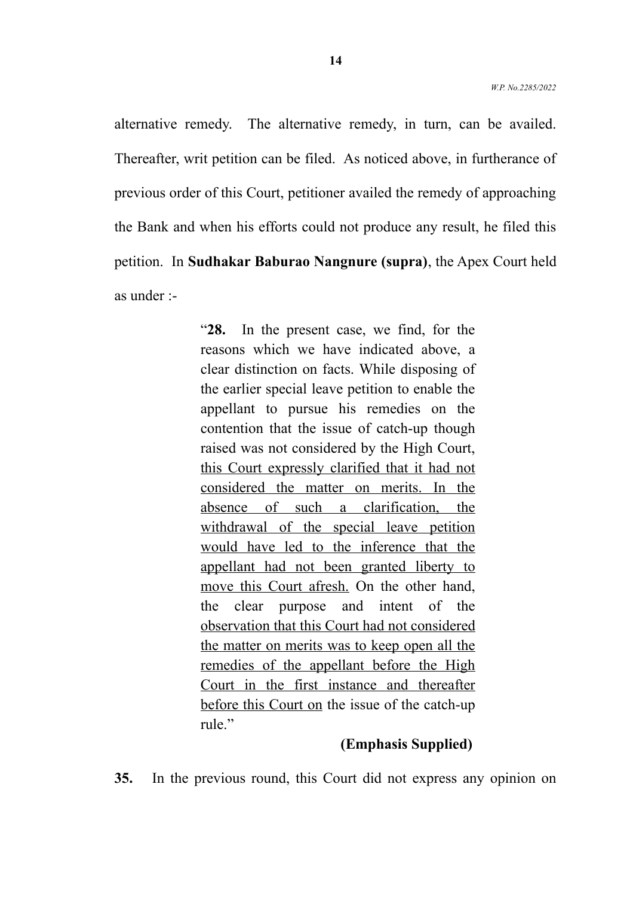alternative remedy. The alternative remedy, in turn, can be availed. Thereafter, writ petition can be filed. As noticed above, in furtherance of previous order of this Court, petitioner availed the remedy of approaching the Bank and when his efforts could not produce any result, he filed this petition. In **Sudhakar Baburao Nangnure (supra)**, the Apex Court held as under :-

> "**28.** In the present case, we find, for the reasons which we have indicated above, a clear distinction on facts. While disposing of the earlier special leave petition to enable the appellant to pursue his remedies on the contention that the issue of catch-up though raised was not considered by the High Court, <u>this Court expressly clarified that it had not considered the matter on merits. In the absence of such a clarification, the withdrawal of the special leave petition would have led to the inference that the appellant had not been granted liberty to move this Court afresh.</u> On the other hand, the clear purpose and intent of the <u>observation that this Court had not considered the matter on merits was to keep open all the remedies of the appellant before the High Court in the first instance and thereafter before this Court on</u> the issue of the catch-up rule."
>
> **(Emphasis Supplied)**

**35.** In the previous round, this Court did not express any opinion on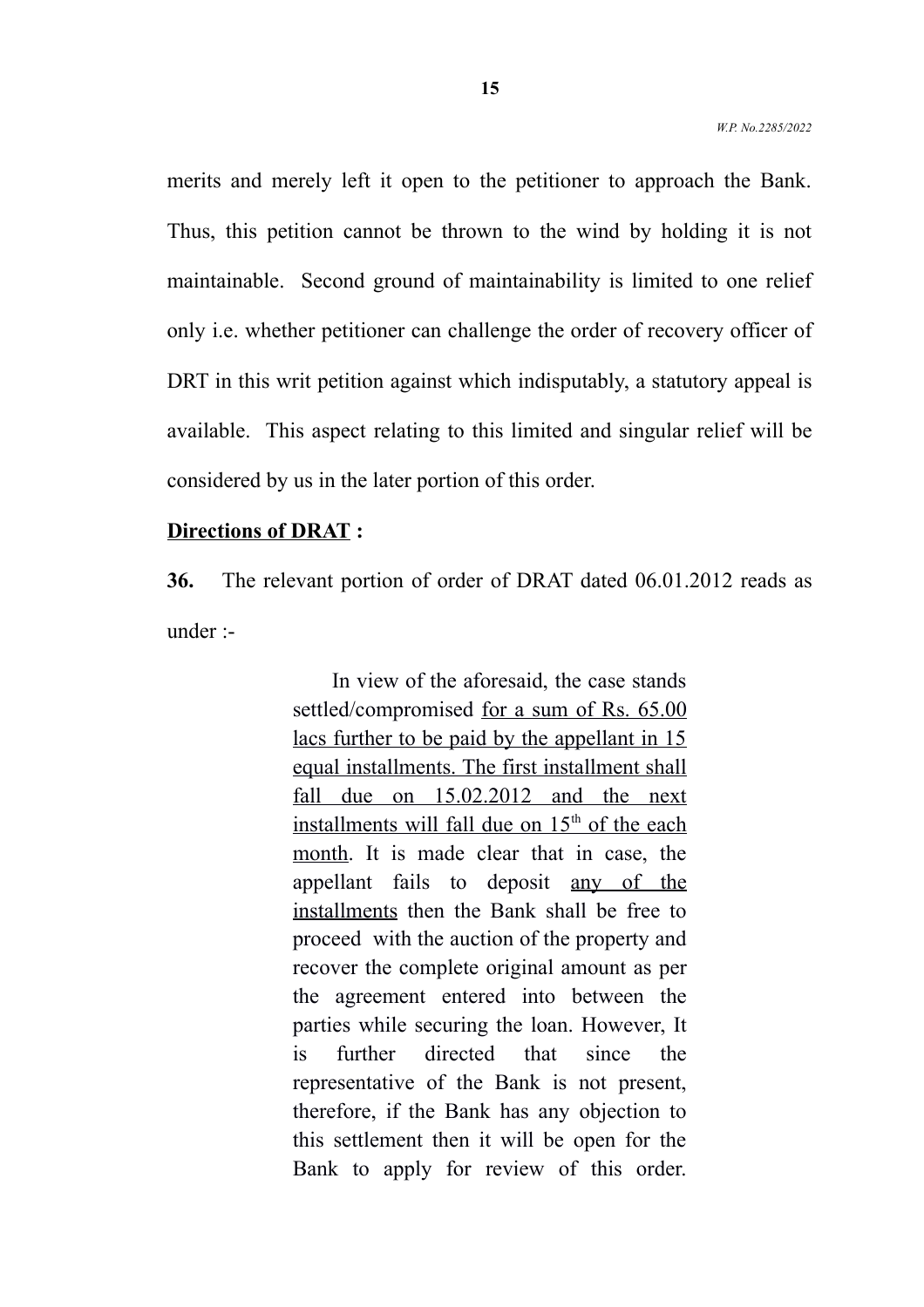merits and merely left it open to the petitioner to approach the Bank. Thus, this petition cannot be thrown to the wind by holding it is not maintainable. Second ground of maintainability is limited to one relief only i.e. whether petitioner can challenge the order of recovery officer of DRT in this writ petition against which indisputably, a statutory appeal is available. This aspect relating to this limited and singular relief will be considered by us in the later portion of this order.

**Directions of DRAT :**

**36.** The relevant portion of order of DRAT dated 06.01.2012 reads as under :-

> In view of the aforesaid, the case stands settled/compromised <u>for a sum of Rs. 65.00 lacs further to be paid by the appellant in 15 equal installments. The first installment shall fall due on 15.02.2012 and the next installments will fall due on 15th of the each month</u>. It is made clear that in case, the appellant fails to deposit <u>any of the installments</u> then the Bank shall be free to proceed with the auction of the property and recover the complete original amount as per the agreement entered into between the parties while securing the loan. However, It is further directed that since the representative of the Bank is not present, therefore, if the Bank has any objection to this settlement then it will be open for the Bank to apply for review of this order.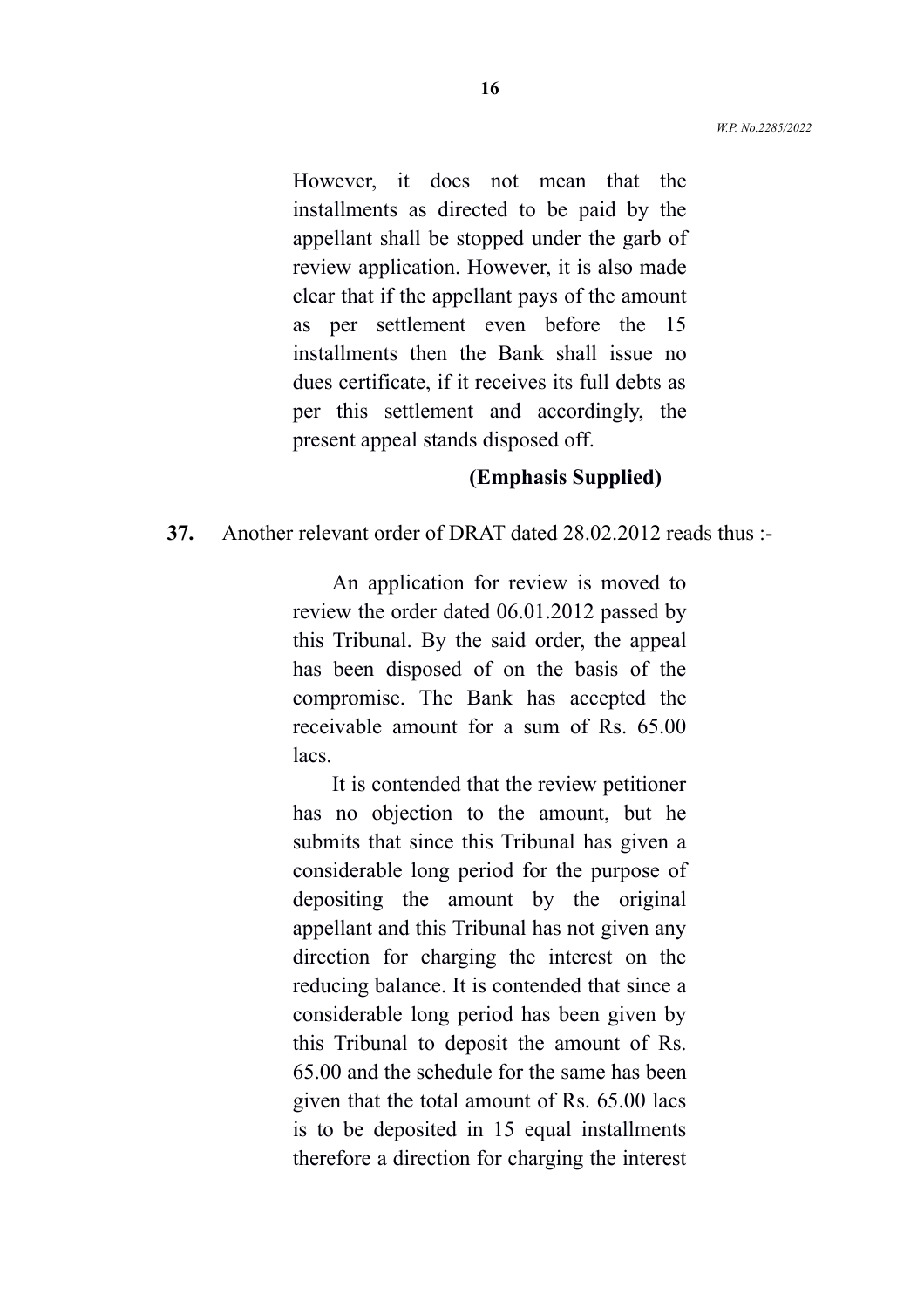> However, it does not mean that the installments as directed to be paid by the appellant shall be stopped under the garb of review application. However, it is also made clear that if the appellant pays of the amount as per settlement even before the 15 installments then the Bank shall issue no dues certificate, if it receives its full debts as per this settlement and accordingly, the present appeal stands disposed off.
>
> **(Emphasis Supplied)**

**37.** Another relevant order of DRAT dated 28.02.2012 reads thus :-

> An application for review is moved to review the order dated 06.01.2012 passed by this Tribunal. By the said order, the appeal has been disposed of on the basis of the compromise. The Bank has accepted the receivable amount for a sum of Rs. 65.00 lacs.
>
> It is contended that the review petitioner has no objection to the amount, but he submits that since this Tribunal has given a considerable long period for the purpose of depositing the amount by the original appellant and this Tribunal has not given any direction for charging the interest on the reducing balance. It is contended that since a considerable long period has been given by this Tribunal to deposit the amount of Rs. 65.00 and the schedule for the same has been given that the total amount of Rs. 65.00 lacs is to be deposited in 15 equal installments therefore a direction for charging the interest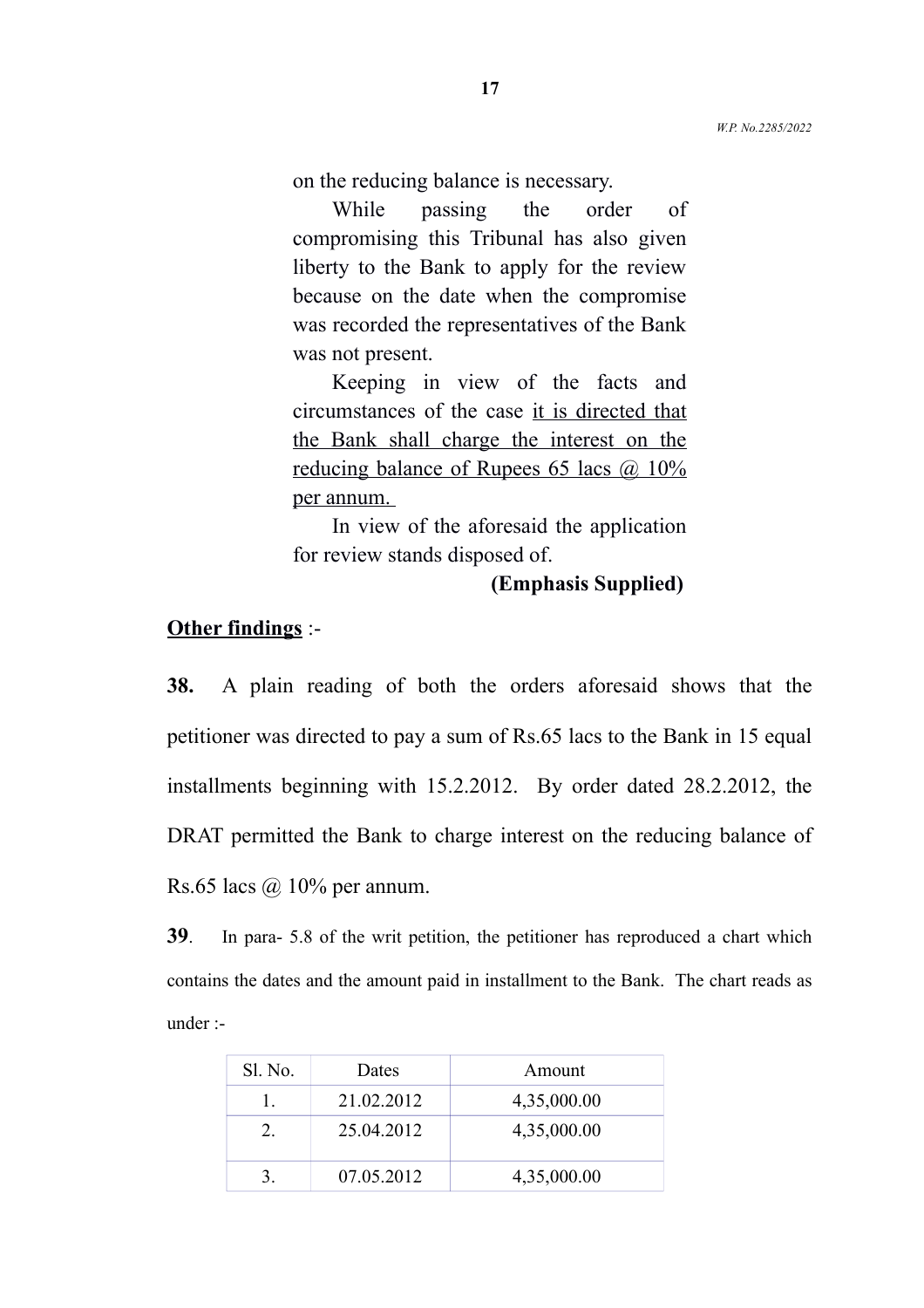on the reducing balance is necessary.

While passing the order of compromising this Tribunal has also given liberty to the Bank to apply for the review because on the date when the compromise was recorded the representatives of the Bank was not present.

Keeping in view of the facts and circumstances of the case <u>it is directed that the Bank shall charge the interest on the reducing balance of Rupees 65 lacs @ 10% per annum.</u>

In view of the aforesaid the application for review stands disposed of.

**(Emphasis Supplied)**

<u>**Other findings**</u> :-

**38.** A plain reading of both the orders aforesaid shows that the petitioner was directed to pay a sum of Rs.65 lacs to the Bank in 15 equal installments beginning with 15.2.2012. By order dated 28.2.2012, the DRAT permitted the Bank to charge interest on the reducing balance of Rs.65 lacs @ 10% per annum.

**39**. In para- 5.8 of the writ petition, the petitioner has reproduced a chart which contains the dates and the amount paid in installment to the Bank. The chart reads as under :-

| Sl. No. | Dates | Amount |
|---|---|---|
| 1. | 21.02.2012 | 4,35,000.00 |
| 2. | 25.04.2012 | 4,35,000.00 |
| 3. | 07.05.2012 | 4,35,000.00 |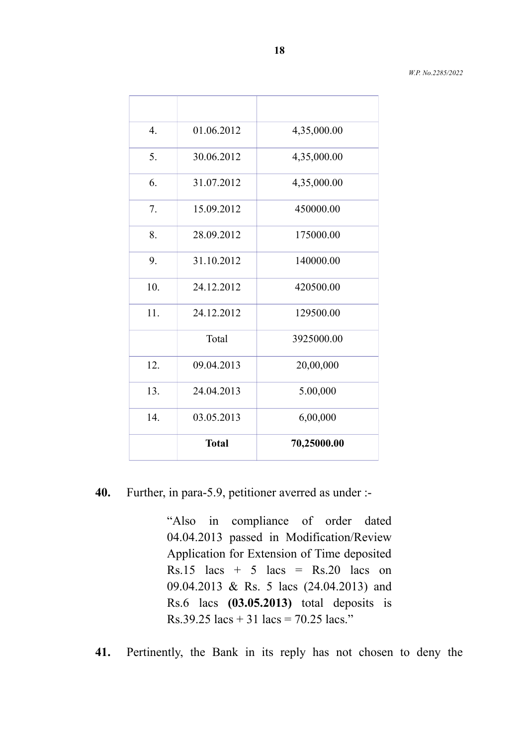| | | |
|---|---|---|
| 4. | 01.06.2012 | 4,35,000.00 |
| 5. | 30.06.2012 | 4,35,000.00 |
| 6. | 31.07.2012 | 4,35,000.00 |
| 7. | 15.09.2012 | 450000.00 |
| 8. | 28.09.2012 | 175000.00 |
| 9. | 31.10.2012 | 140000.00 |
| 10. | 24.12.2012 | 420500.00 |
| 11. | 24.12.2012 | 129500.00 |
| | Total | 3925000.00 |
| 12. | 09.04.2013 | 20,00,000 |
| 13. | 24.04.2013 | 5.00,000 |
| 14. | 03.05.2013 | 6,00,000 |
| | **Total** | **70,25000.00** |

**40.** Further, in para-5.9, petitioner averred as under :-

> "Also in compliance of order dated 04.04.2013 passed in Modification/Review Application for Extension of Time deposited Rs.15 lacs + 5 lacs = Rs.20 lacs on 09.04.2013 & Rs. 5 lacs (24.04.2013) and Rs.6 lacs **(03.05.2013)** total deposits is Rs.39.25 lacs + 31 lacs = 70.25 lacs."

**41.** Pertinently, the Bank in its reply has not chosen to deny the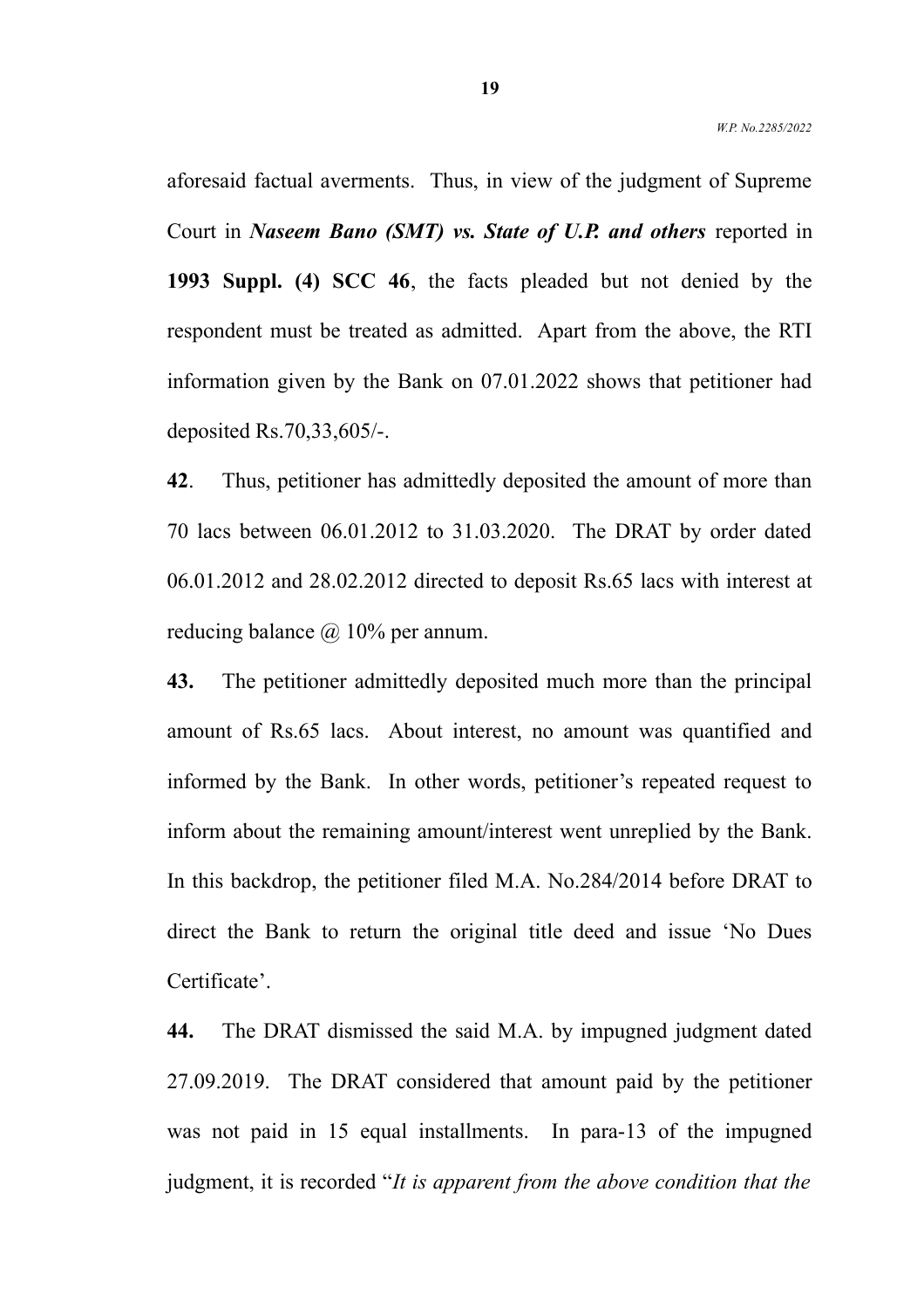aforesaid factual averments. Thus, in view of the judgment of Supreme Court in ***Naseem Bano (SMT) vs. State of U.P. and others*** reported in **1993 Suppl. (4) SCC 46**, the facts pleaded but not denied by the respondent must be treated as admitted. Apart from the above, the RTI information given by the Bank on 07.01.2022 shows that petitioner had deposited Rs.70,33,605/-.

**42**. Thus, petitioner has admittedly deposited the amount of more than 70 lacs between 06.01.2012 to 31.03.2020. The DRAT by order dated 06.01.2012 and 28.02.2012 directed to deposit Rs.65 lacs with interest at reducing balance @ 10% per annum.

**43.** The petitioner admittedly deposited much more than the principal amount of Rs.65 lacs. About interest, no amount was quantified and informed by the Bank. In other words, petitioner's repeated request to inform about the remaining amount/interest went unreplied by the Bank. In this backdrop, the petitioner filed M.A. No.284/2014 before DRAT to direct the Bank to return the original title deed and issue 'No Dues Certificate'.

**44.** The DRAT dismissed the said M.A. by impugned judgment dated 27.09.2019. The DRAT considered that amount paid by the petitioner was not paid in 15 equal installments. In para-13 of the impugned judgment, it is recorded "*It is apparent from the above condition that the*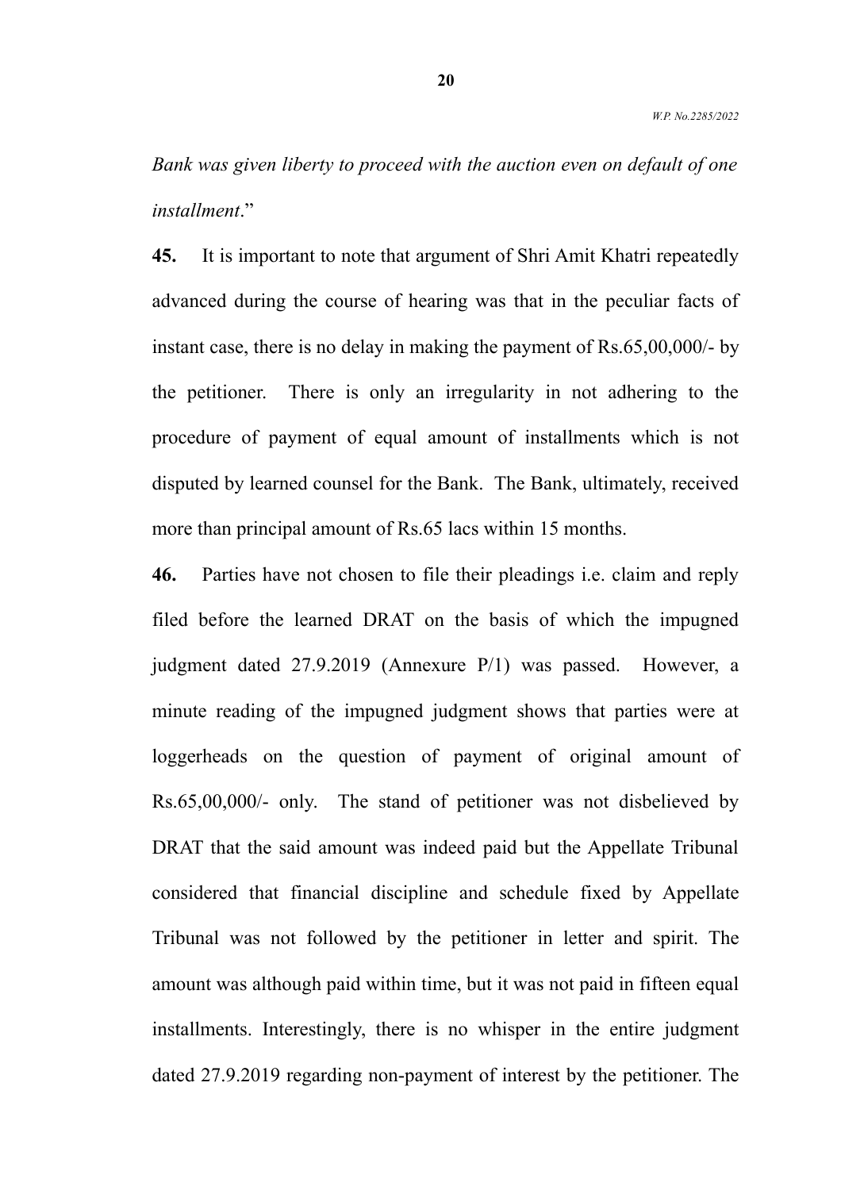*Bank was given liberty to proceed with the auction even on default of one installment*."

**45.** It is important to note that argument of Shri Amit Khatri repeatedly advanced during the course of hearing was that in the peculiar facts of instant case, there is no delay in making the payment of Rs.65,00,000/- by the petitioner. There is only an irregularity in not adhering to the procedure of payment of equal amount of installments which is not disputed by learned counsel for the Bank. The Bank, ultimately, received more than principal amount of Rs.65 lacs within 15 months.

**46.** Parties have not chosen to file their pleadings i.e. claim and reply filed before the learned DRAT on the basis of which the impugned judgment dated 27.9.2019 (Annexure P/1) was passed. However, a minute reading of the impugned judgment shows that parties were at loggerheads on the question of payment of original amount of Rs.65,00,000/- only. The stand of petitioner was not disbelieved by DRAT that the said amount was indeed paid but the Appellate Tribunal considered that financial discipline and schedule fixed by Appellate Tribunal was not followed by the petitioner in letter and spirit. The amount was although paid within time, but it was not paid in fifteen equal installments. Interestingly, there is no whisper in the entire judgment dated 27.9.2019 regarding non-payment of interest by the petitioner. The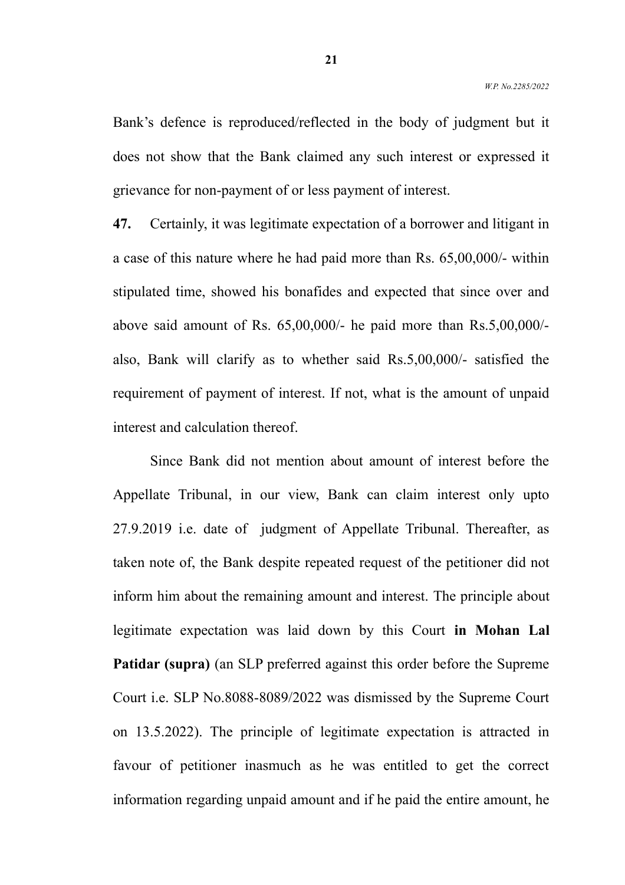Bank's defence is reproduced/reflected in the body of judgment but it does not show that the Bank claimed any such interest or expressed it grievance for non-payment of or less payment of interest.

**47.** Certainly, it was legitimate expectation of a borrower and litigant in a case of this nature where he had paid more than Rs. 65,00,000/- within stipulated time, showed his bonafides and expected that since over and above said amount of Rs. 65,00,000/- he paid more than Rs.5,00,000/- also, Bank will clarify as to whether said Rs.5,00,000/- satisfied the requirement of payment of interest. If not, what is the amount of unpaid interest and calculation thereof.

Since Bank did not mention about amount of interest before the Appellate Tribunal, in our view, Bank can claim interest only upto 27.9.2019 i.e. date of judgment of Appellate Tribunal. Thereafter, as taken note of, the Bank despite repeated request of the petitioner did not inform him about the remaining amount and interest. The principle about legitimate expectation was laid down by this Court **in Mohan Lal Patidar (supra)** (an SLP preferred against this order before the Supreme Court i.e. SLP No.8088-8089/2022 was dismissed by the Supreme Court on 13.5.2022). The principle of legitimate expectation is attracted in favour of petitioner inasmuch as he was entitled to get the correct information regarding unpaid amount and if he paid the entire amount, he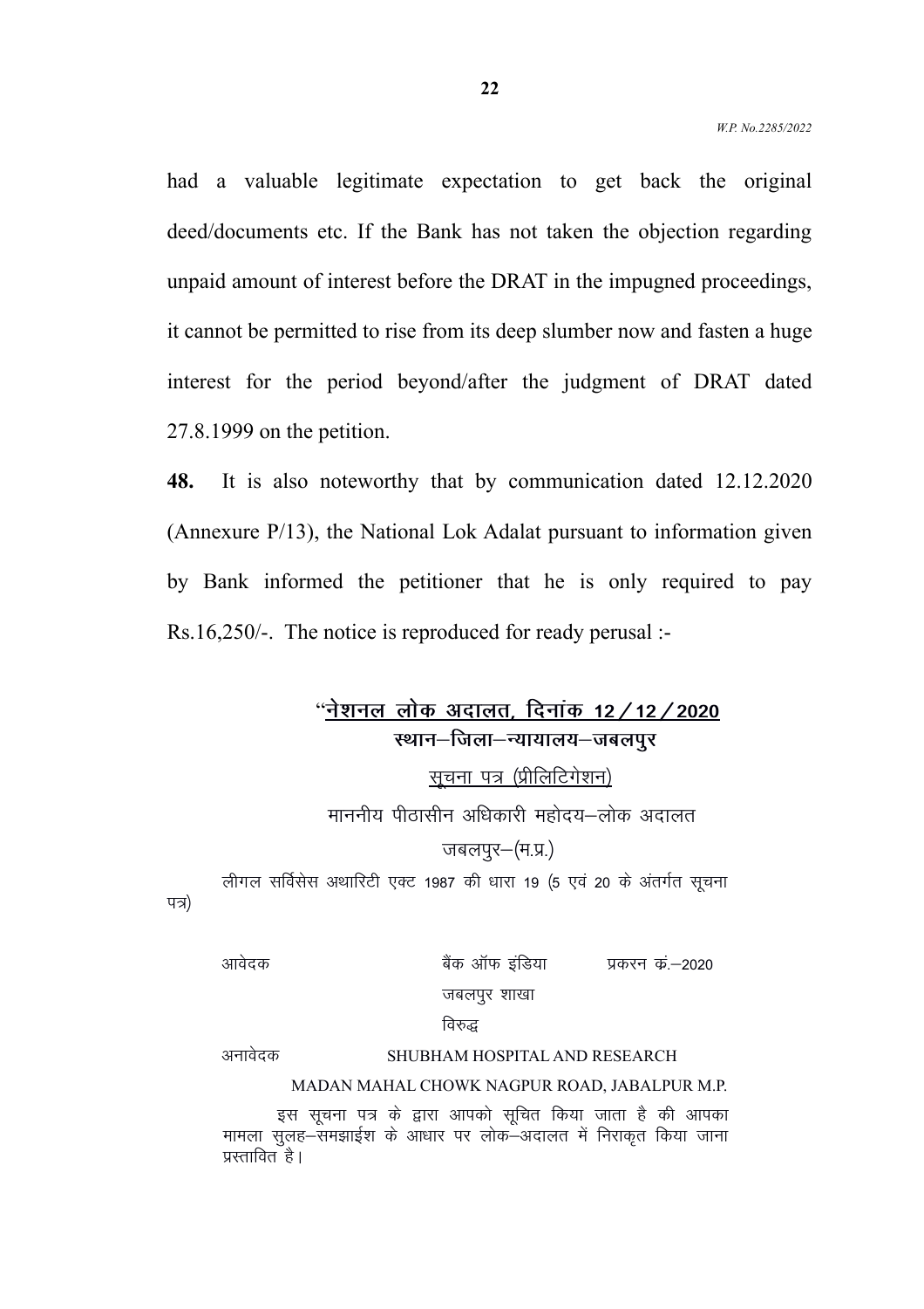had a valuable legitimate expectation to get back the original deed/documents etc. If the Bank has not taken the objection regarding unpaid amount of interest before the DRAT in the impugned proceedings, it cannot be permitted to rise from its deep slumber now and fasten a huge interest for the period beyond/after the judgment of DRAT dated 27.8.1999 on the petition.

**48.** It is also noteworthy that by communication dated 12.12.2020 (Annexure P/13), the National Lok Adalat pursuant to information given by Bank informed the petitioner that he is only required to pay Rs.16,250/-. The notice is reproduced for ready perusal :-

"**<u>नेशनल लोक अदालत, दिनांक 12/12/2020</u>**
**स्थान–जिला–न्यायालय–जबलपुर**

<u>सूचना पत्र (प्रीलिटिगेशन)</u>

माननीय पीठासीन अधिकारी महोदय–लोक अदालत
जबलपुर–(म.प्र.)

लीगल सर्विसेस अथारिटी एक्ट 1987 की धारा 19 (5 एवं 20 के अंतर्गत सूचना पत्र)

आवेदक बैंक ऑफ इंडिया प्रकरन क्रं.–2020
जबलपुर शाखा
विरुद्ध

अनावेदक SHUBHAM HOSPITAL AND RESEARCH
MADAN MAHAL CHOWK NAGPUR ROAD, JABALPUR M.P.

इस सूचना पत्र के द्वारा आपको सूचित किया जाता है की आपका मामला सुलह–समझाईश के आधार पर लोक–अदालत में निराकृत किया जाना प्रस्तावित है।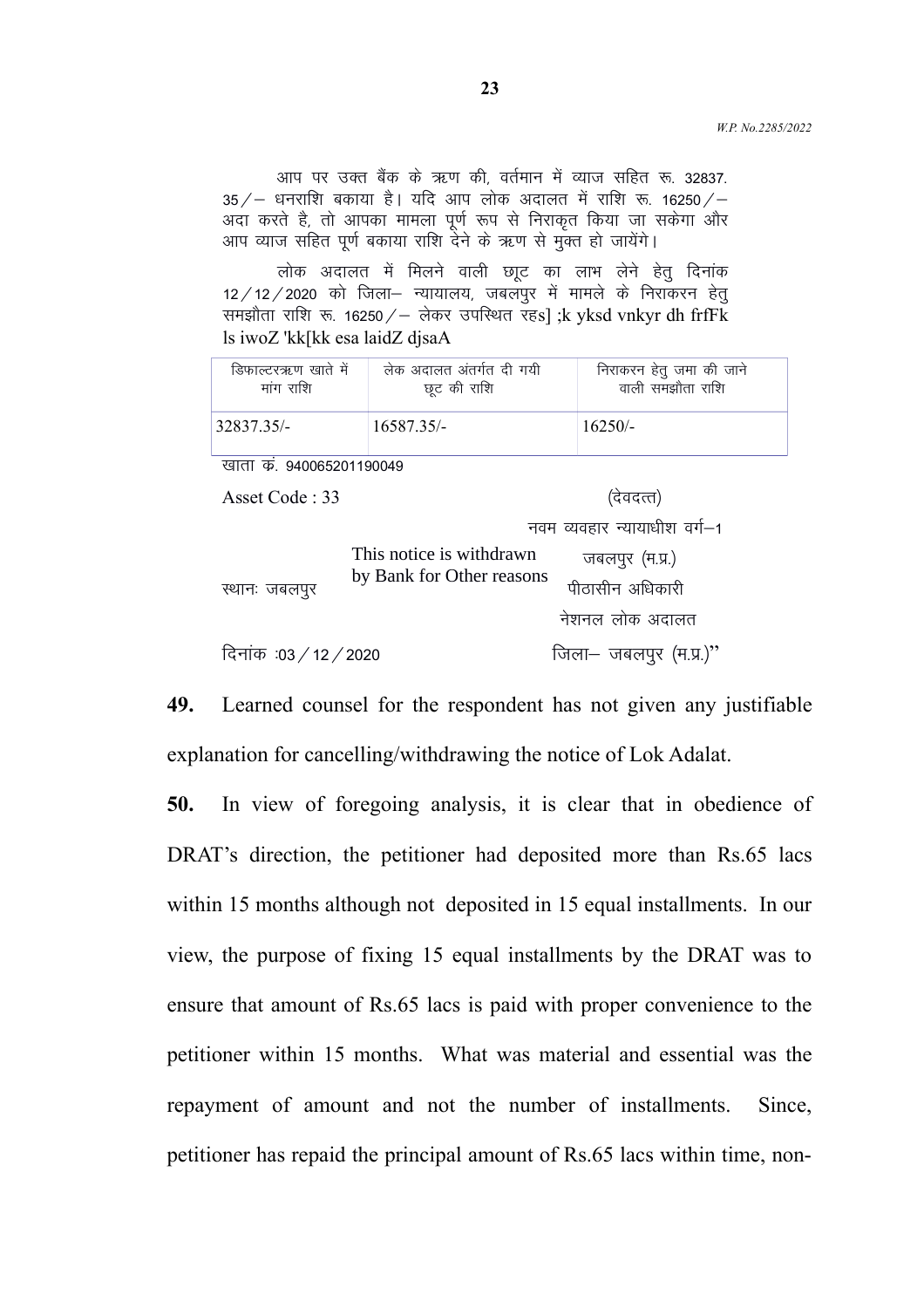आप पर उक्त बैंक के ऋण की, वर्तमान में ब्याज सहित रू. 32837.35/– धनराशि बकाया है। यदि आप लोक अदालत में राशि रू. 16250/– अदा करते है, तो आपका मामला पूर्ण रूप से निराकृत किया जा सकेगा और आप ब्याज सहित पूर्ण बकाया राशि देने के ऋण से मुक्त हो जायेंगे।

लोक अदालत में मिलने वाली छूट का लाभ लेने हेतु दिनांक 12/12/2020 को जिला– न्यायालय, जबलपुर में मामले के निराकरन हेतु समझौता राशि रू. 16250/– लेकर उपस्थित रहs] ;k yksd vnkyr dh frfFk ls iwoZ 'kk[kk esa laidZ djsaA

| डिफाल्टरऋण खाते में मांग राशि | लेक अदालत अंतर्गत दी गयी छूट की राशि | निराकरन हेतु जमा की जाने वाली समझौता राशि |
|---|---|---|
| 32837.35/- | 16587.35/- | 16250/- |

खाता कं. 940065201190049

Asset Code : 33

(देवदत्त)

नवम व्यवहार न्यायाधीश वर्ग–1

This notice is withdrawn by Bank for Other reasons

जबलपुर (म.प्र.)

स्थानः जबलपुर

पीठासीन अधिकारी

नेशनल लोक अदालत

दिनांक :03/12/2020

जिला– जबलपुर (म.प्र.)"

**49.** Learned counsel for the respondent has not given any justifiable explanation for cancelling/withdrawing the notice of Lok Adalat.

**50.** In view of foregoing analysis, it is clear that in obedience of DRAT's direction, the petitioner had deposited more than Rs.65 lacs within 15 months although not deposited in 15 equal installments. In our view, the purpose of fixing 15 equal installments by the DRAT was to ensure that amount of Rs.65 lacs is paid with proper convenience to the petitioner within 15 months. What was material and essential was the repayment of amount and not the number of installments. Since, petitioner has repaid the principal amount of Rs.65 lacs within time, non-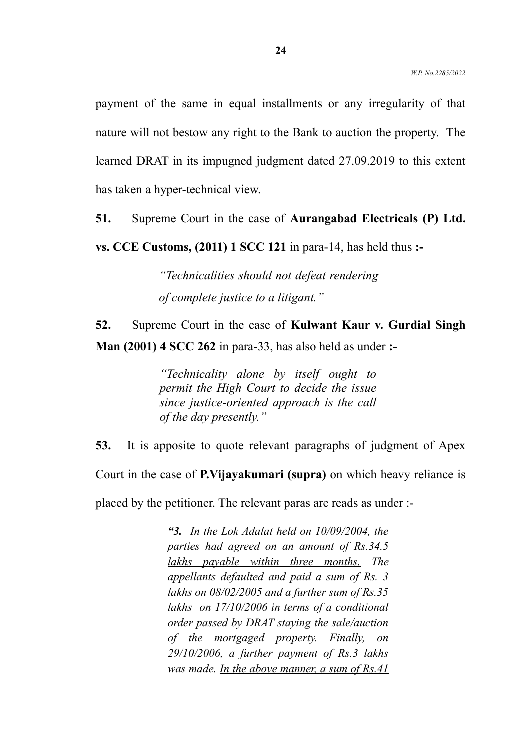payment of the same in equal installments or any irregularity of that nature will not bestow any right to the Bank to auction the property. The learned DRAT in its impugned judgment dated 27.09.2019 to this extent has taken a hyper-technical view.

**51.** Supreme Court in the case of **Aurangabad Electricals (P) Ltd. vs. CCE Customs, (2011) 1 SCC 121** in para-14, has held thus **:-**

> *"Technicalities should not defeat rendering of complete justice to a litigant."*

**52.** Supreme Court in the case of **Kulwant Kaur v. Gurdial Singh Man (2001) 4 SCC 262** in para-33, has also held as under **:-**

> *"Technicality alone by itself ought to permit the High Court to decide the issue since justice-oriented approach is the call of the day presently."*

**53.** It is apposite to quote relevant paragraphs of judgment of Apex Court in the case of **P.Vijayakumari (supra)** on which heavy reliance is placed by the petitioner. The relevant paras are reads as under :-

> ***"3.*** *In the Lok Adalat held on 10/09/2004, the parties <u>had agreed on an amount of Rs.34.5 lakhs payable within three months.</u> The appellants defaulted and paid a sum of Rs. 3 lakhs on 08/02/2005 and a further sum of Rs.35 lakhs on 17/10/2006 in terms of a conditional order passed by DRAT staying the sale/auction of the mortgaged property. Finally, on 29/10/2006, a further payment of Rs.3 lakhs was made. <u>In the above manner, a sum of Rs.41</u>*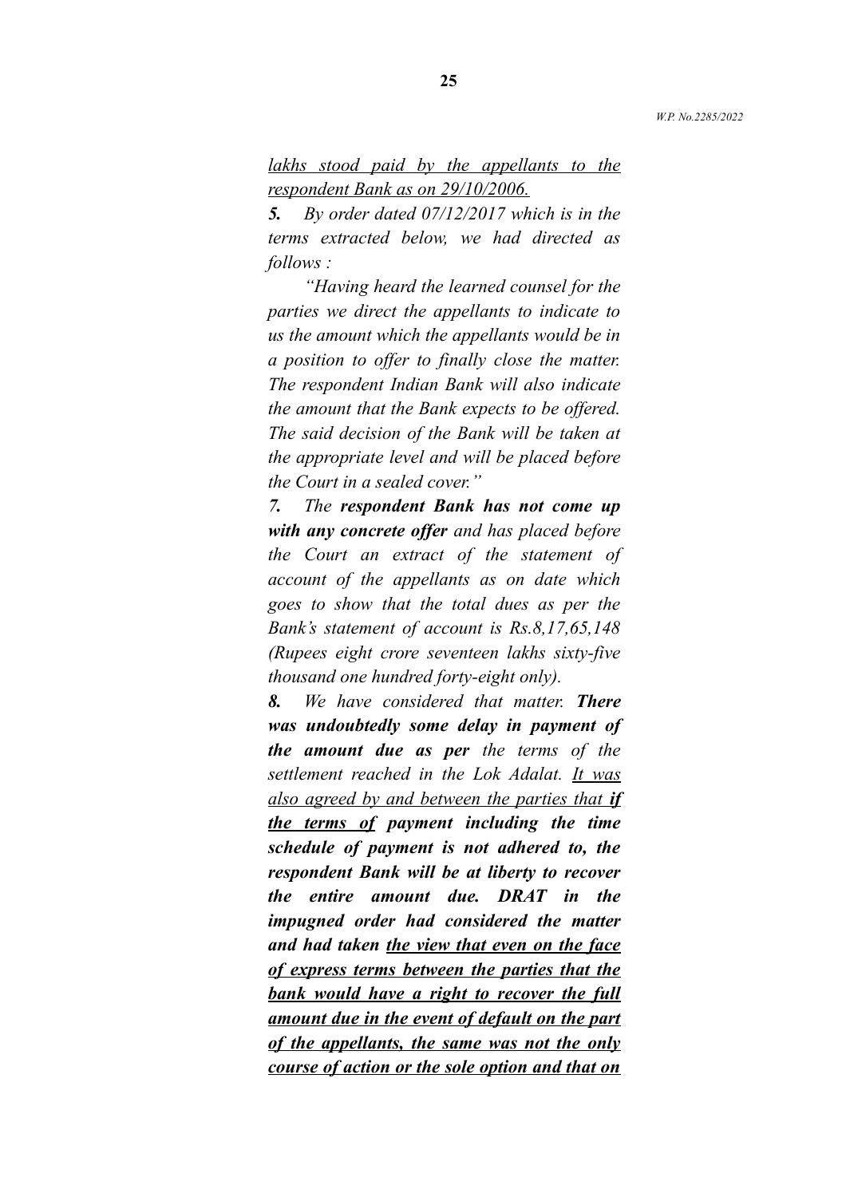*<u>lakhs stood paid by the appellants to the respondent Bank as on 29/10/2006.</u>*

***5.*** *By order dated 07/12/2017 which is in the terms extracted below, we had directed as follows :*

*"Having heard the learned counsel for the parties we direct the appellants to indicate to us the amount which the appellants would be in a position to offer to finally close the matter. The respondent Indian Bank will also indicate the amount that the Bank expects to be offered. The said decision of the Bank will be taken at the appropriate level and will be placed before the Court in a sealed cover."*

***7.*** *The **respondent Bank has not come up with any concrete offer** and has placed before the Court an extract of the statement of account of the appellants as on date which goes to show that the total dues as per the Bank's statement of account is Rs.8,17,65,148 (Rupees eight crore seventeen lakhs sixty-five thousand one hundred forty-eight only).*

***8.*** *We have considered that matter. **There was undoubtedly some delay in payment of the amount due as per** the terms of the settlement reached in the Lok Adalat. <u>It was also agreed by and between the parties that</u> **<u>if the terms of</u> payment including the time schedule of payment is not adhered to, the respondent Bank will be at liberty to recover the entire amount due. DRAT in the impugned order had considered the matter and had taken <u>the view that even on the face of express terms between the parties that the bank would have a right to recover the full amount due in the event of default on the part of the appellants, the same was not the only course of action or the sole option and that on</u>***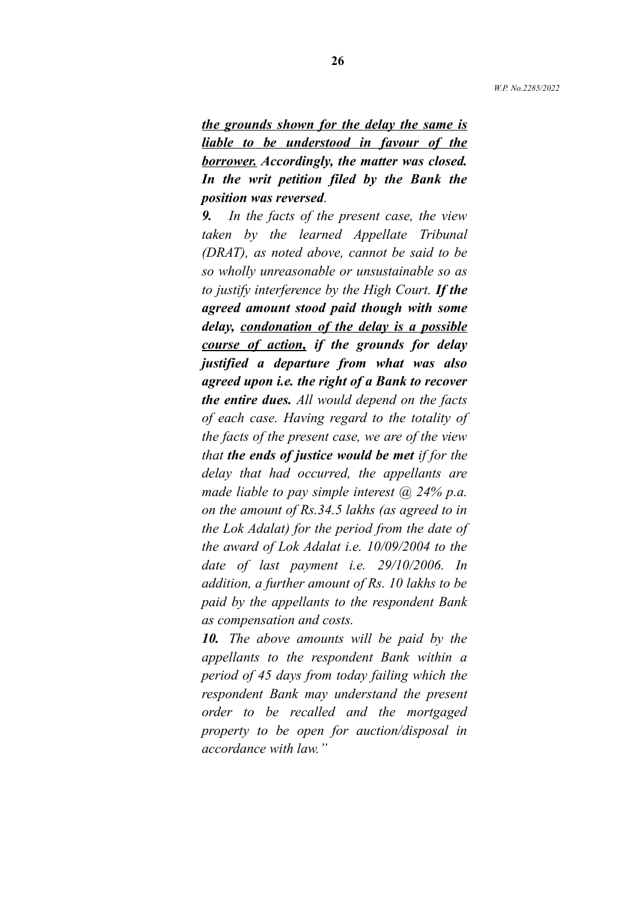***<u>the grounds shown for the delay the same is liable to be understood in favour of the borrower.</u> Accordingly, the matter was closed. In the writ petition filed by the Bank the position was reversed***.

***9.*** *In the facts of the present case, the view taken by the learned Appellate Tribunal (DRAT), as noted above, cannot be said to be so wholly unreasonable or unsustainable so as to justify interference by the High Court.* ***If the agreed amount stood paid though with some delay, <u>condonation of the delay is a possible course of action,</u> if the grounds for delay justified a departure from what was also agreed upon i.e. the right of a Bank to recover the entire dues.*** *All would depend on the facts of each case. Having regard to the totality of the facts of the present case, we are of the view that* ***the ends of justice would be met*** *if for the delay that had occurred, the appellants are made liable to pay simple interest @ 24% p.a. on the amount of Rs.34.5 lakhs (as agreed to in the Lok Adalat) for the period from the date of the award of Lok Adalat i.e. 10/09/2004 to the date of last payment i.e. 29/10/2006. In addition, a further amount of Rs. 10 lakhs to be paid by the appellants to the respondent Bank as compensation and costs.*

***10.*** *The above amounts will be paid by the appellants to the respondent Bank within a period of 45 days from today failing which the respondent Bank may understand the present order to be recalled and the mortgaged property to be open for auction/disposal in accordance with law."*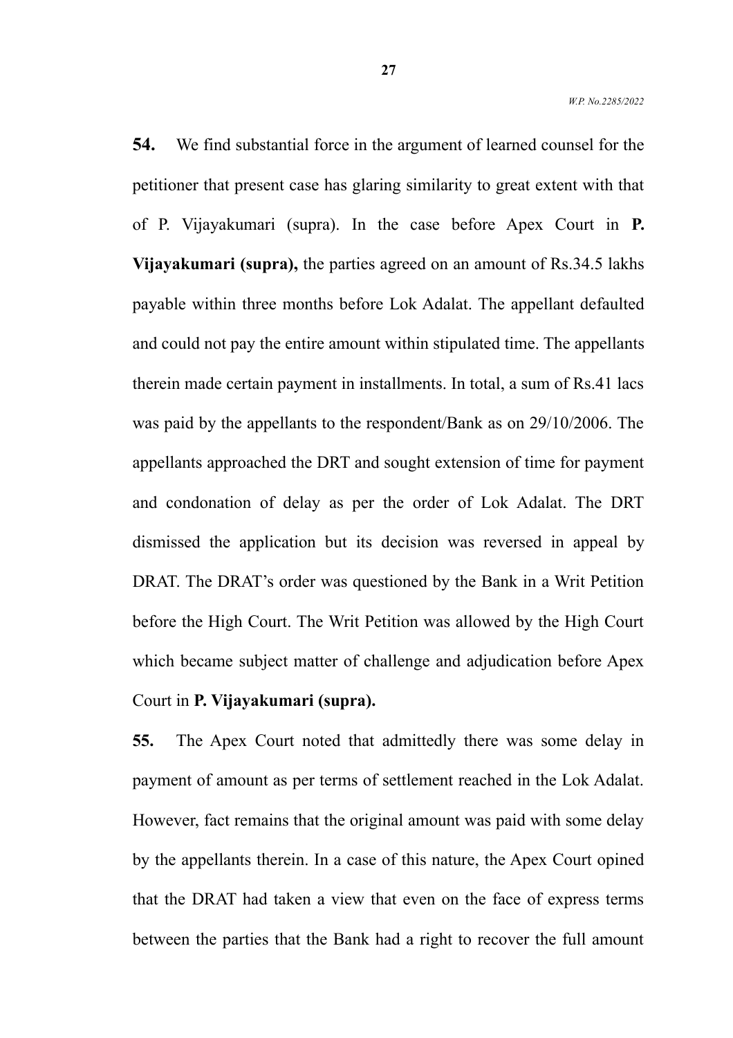**54.** We find substantial force in the argument of learned counsel for the petitioner that present case has glaring similarity to great extent with that of P. Vijayakumari (supra). In the case before Apex Court in **P. Vijayakumari (supra),** the parties agreed on an amount of Rs.34.5 lakhs payable within three months before Lok Adalat. The appellant defaulted and could not pay the entire amount within stipulated time. The appellants therein made certain payment in installments. In total, a sum of Rs.41 lacs was paid by the appellants to the respondent/Bank as on 29/10/2006. The appellants approached the DRT and sought extension of time for payment and condonation of delay as per the order of Lok Adalat. The DRT dismissed the application but its decision was reversed in appeal by DRAT. The DRAT's order was questioned by the Bank in a Writ Petition before the High Court. The Writ Petition was allowed by the High Court which became subject matter of challenge and adjudication before Apex Court in **P. Vijayakumari (supra).**

**55.** The Apex Court noted that admittedly there was some delay in payment of amount as per terms of settlement reached in the Lok Adalat. However, fact remains that the original amount was paid with some delay by the appellants therein. In a case of this nature, the Apex Court opined that the DRAT had taken a view that even on the face of express terms between the parties that the Bank had a right to recover the full amount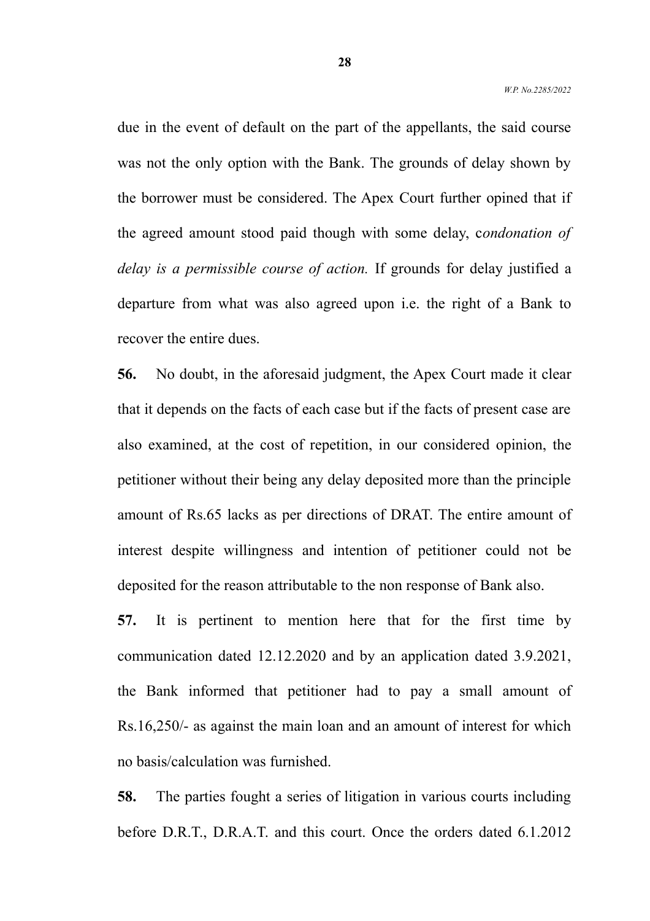due in the event of default on the part of the appellants, the said course was not the only option with the Bank. The grounds of delay shown by the borrower must be considered. The Apex Court further opined that if the agreed amount stood paid though with some delay, c*ondonation of delay is a permissible course of action.* If grounds for delay justified a departure from what was also agreed upon i.e. the right of a Bank to recover the entire dues.

**56.** No doubt, in the aforesaid judgment, the Apex Court made it clear that it depends on the facts of each case but if the facts of present case are also examined, at the cost of repetition, in our considered opinion, the petitioner without their being any delay deposited more than the principle amount of Rs.65 lacks as per directions of DRAT. The entire amount of interest despite willingness and intention of petitioner could not be deposited for the reason attributable to the non response of Bank also.

**57.** It is pertinent to mention here that for the first time by communication dated 12.12.2020 and by an application dated 3.9.2021, the Bank informed that petitioner had to pay a small amount of Rs.16,250/- as against the main loan and an amount of interest for which no basis/calculation was furnished.

**58.** The parties fought a series of litigation in various courts including before D.R.T., D.R.A.T. and this court. Once the orders dated 6.1.2012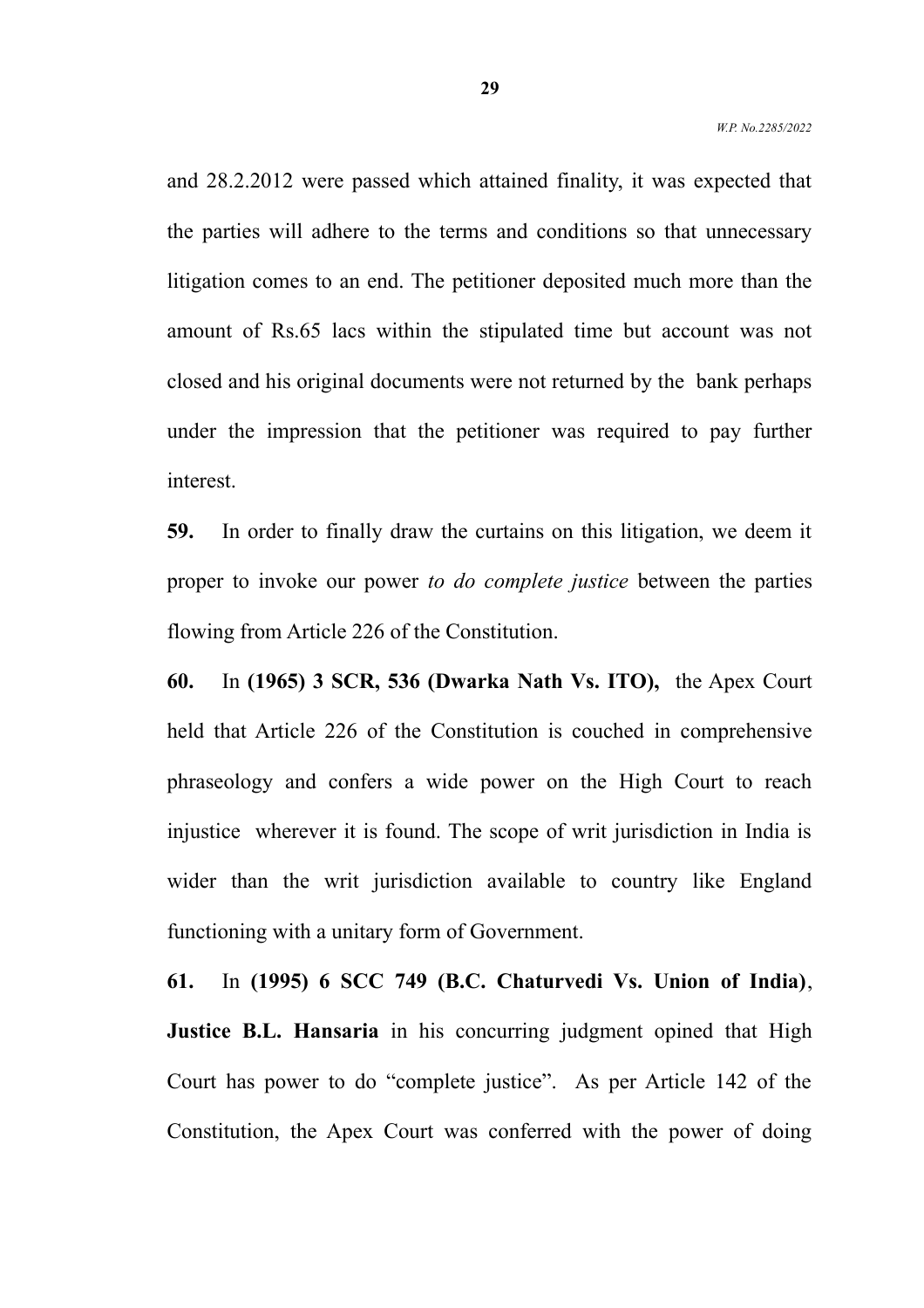and 28.2.2012 were passed which attained finality, it was expected that the parties will adhere to the terms and conditions so that unnecessary litigation comes to an end. The petitioner deposited much more than the amount of Rs.65 lacs within the stipulated time but account was not closed and his original documents were not returned by the bank perhaps under the impression that the petitioner was required to pay further interest.

**59.** In order to finally draw the curtains on this litigation, we deem it proper to invoke our power *to do complete justice* between the parties flowing from Article 226 of the Constitution.

**60.** In **(1965) 3 SCR, 536 (Dwarka Nath Vs. ITO),** the Apex Court held that Article 226 of the Constitution is couched in comprehensive phraseology and confers a wide power on the High Court to reach injustice wherever it is found. The scope of writ jurisdiction in India is wider than the writ jurisdiction available to country like England functioning with a unitary form of Government.

**61.** In **(1995) 6 SCC 749 (B.C. Chaturvedi Vs. Union of India)**, **Justice B.L. Hansaria** in his concurring judgment opined that High Court has power to do "complete justice". As per Article 142 of the Constitution, the Apex Court was conferred with the power of doing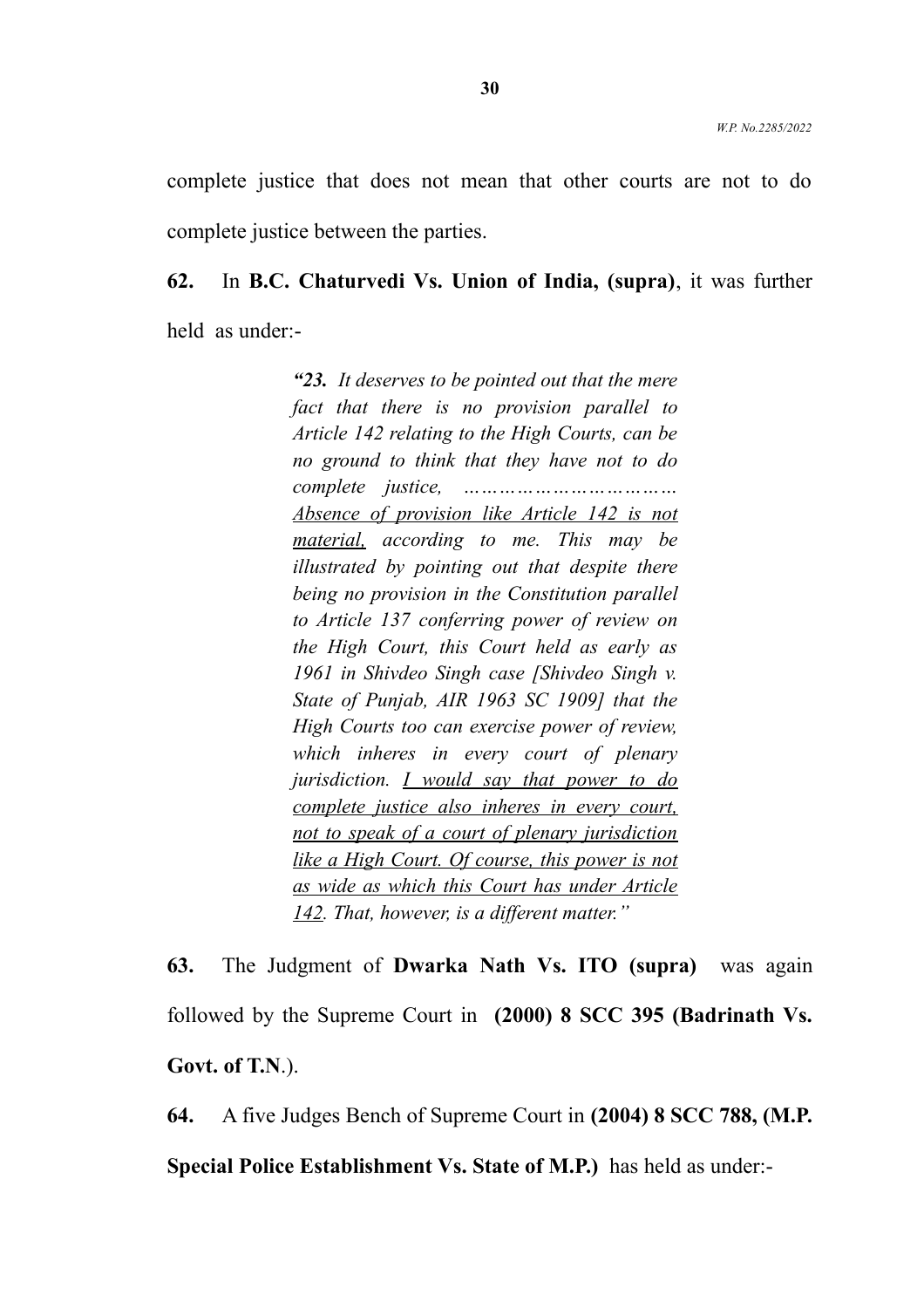complete justice that does not mean that other courts are not to do complete justice between the parties.

**62.** In **B.C. Chaturvedi Vs. Union of India, (supra)**, it was further held as under:-

> ***"23.*** *It deserves to be pointed out that the mere fact that there is no provision parallel to Article 142 relating to the High Courts, can be no ground to think that they have not to do complete justice, …………………………… <u>Absence of provision like Article 142 is not material,</u> according to me. This may be illustrated by pointing out that despite there being no provision in the Constitution parallel to Article 137 conferring power of review on the High Court, this Court held as early as 1961 in Shivdeo Singh case [Shivdeo Singh v. State of Punjab, AIR 1963 SC 1909] that the High Courts too can exercise power of review, which inheres in every court of plenary jurisdiction. <u>I would say that power to do complete justice also inheres in every court, not to speak of a court of plenary jurisdiction like a High Court. Of course, this power is not as wide as which this Court has under Article 142</u>. That, however, is a different matter."*

**63.** The Judgment of **Dwarka Nath Vs. ITO (supra)** was again followed by the Supreme Court in **(2000) 8 SCC 395 (Badrinath Vs. Govt. of T.N**.).

**64.** A five Judges Bench of Supreme Court in **(2004) 8 SCC 788, (M.P. Special Police Establishment Vs. State of M.P.)** has held as under:-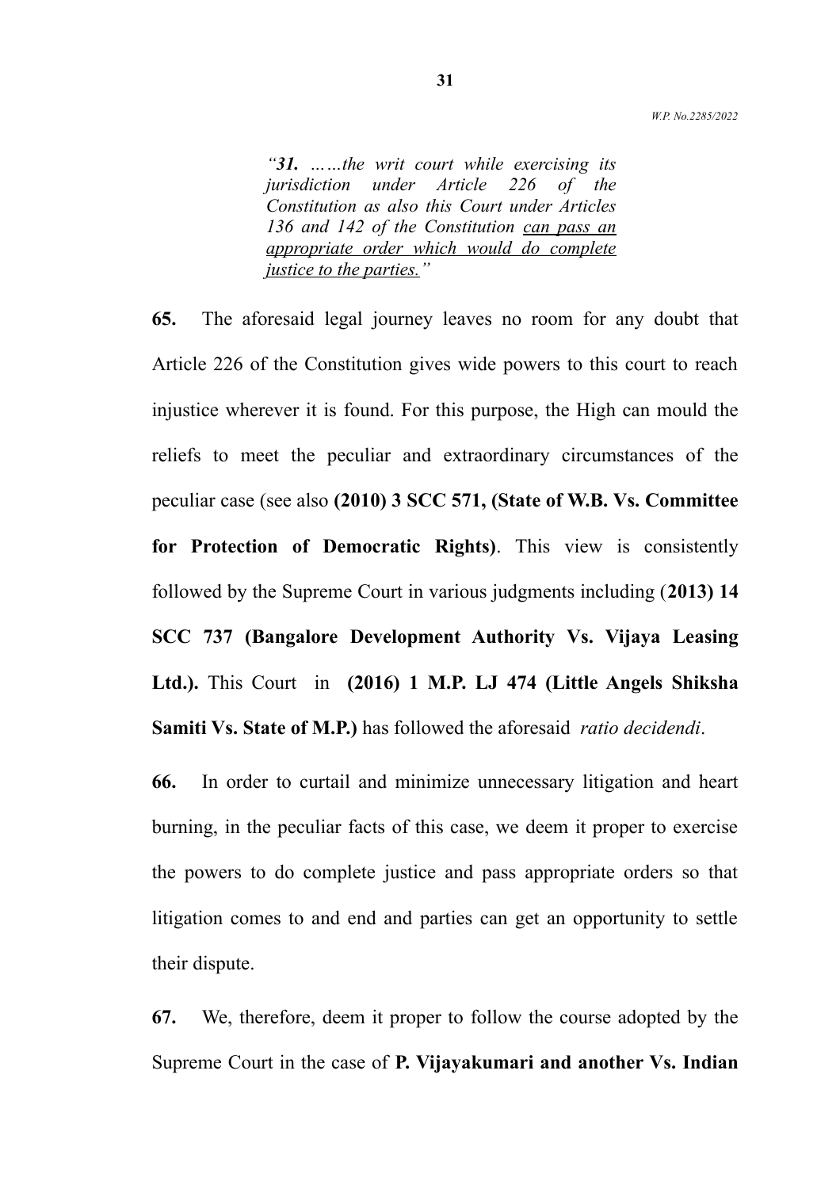> *"**31.** ……the writ court while exercising its jurisdiction under Article 226 of the Constitution as also this Court under Articles 136 and 142 of the Constitution can pass an appropriate order which would do complete justice to the parties."*

**65.** The aforesaid legal journey leaves no room for any doubt that Article 226 of the Constitution gives wide powers to this court to reach injustice wherever it is found. For this purpose, the High can mould the reliefs to meet the peculiar and extraordinary circumstances of the peculiar case (see also **(2010) 3 SCC 571, (State of W.B. Vs. Committee for Protection of Democratic Rights)**. This view is consistently followed by the Supreme Court in various judgments including (**2013) 14 SCC 737 (Bangalore Development Authority Vs. Vijaya Leasing Ltd.).** This Court in **(2016) 1 M.P. LJ 474 (Little Angels Shiksha Samiti Vs. State of M.P.)** has followed the aforesaid *ratio decidendi*.

**66.** In order to curtail and minimize unnecessary litigation and heart burning, in the peculiar facts of this case, we deem it proper to exercise the powers to do complete justice and pass appropriate orders so that litigation comes to and end and parties can get an opportunity to settle their dispute.

**67.** We, therefore, deem it proper to follow the course adopted by the Supreme Court in the case of **P. Vijayakumari and another Vs. Indian**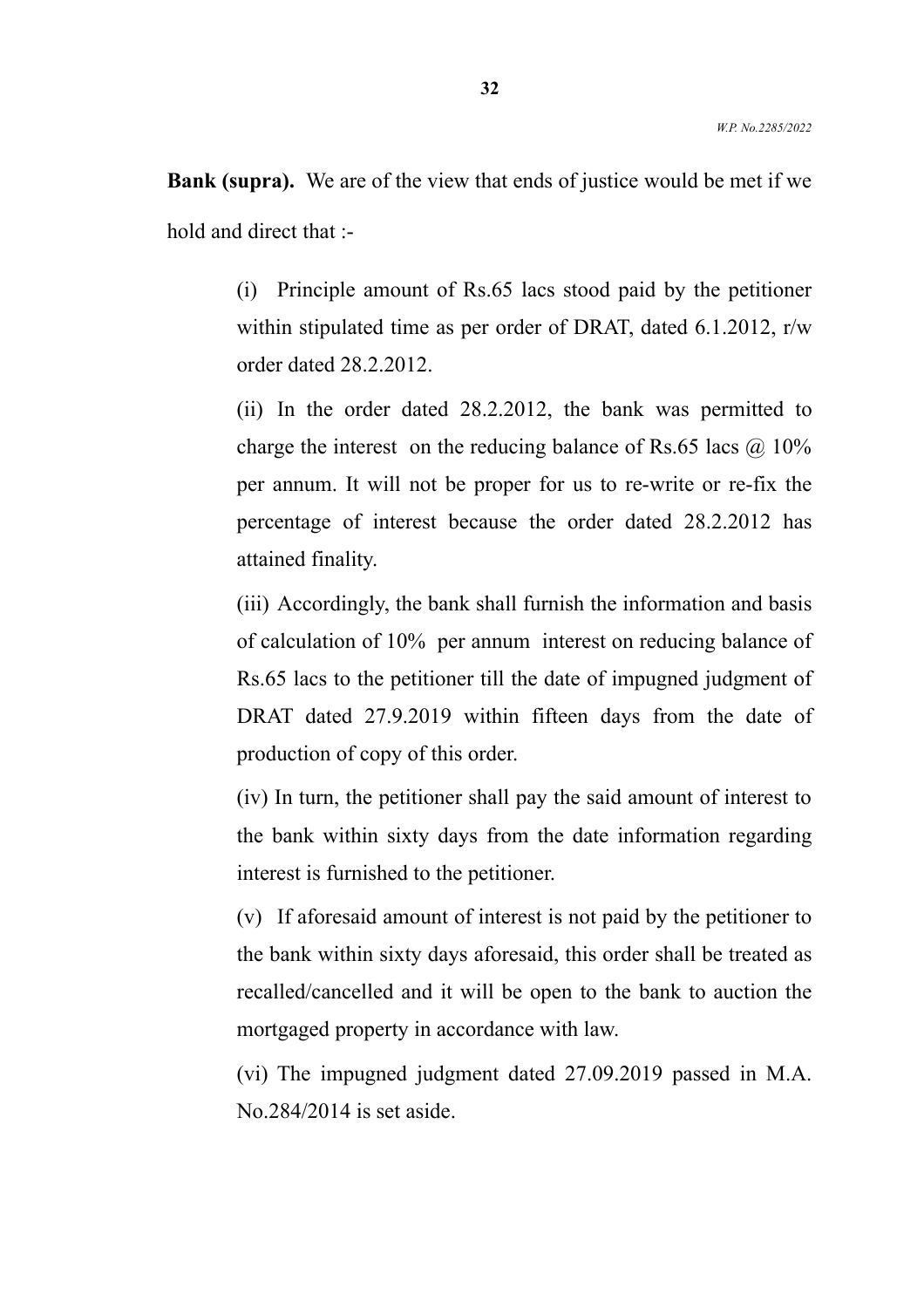**Bank (supra).** We are of the view that ends of justice would be met if we hold and direct that :-

(i) Principle amount of Rs.65 lacs stood paid by the petitioner within stipulated time as per order of DRAT, dated 6.1.2012, r/w order dated 28.2.2012.

(ii) In the order dated 28.2.2012, the bank was permitted to charge the interest on the reducing balance of Rs.65 lacs @ 10% per annum. It will not be proper for us to re-write or re-fix the percentage of interest because the order dated 28.2.2012 has attained finality.

(iii) Accordingly, the bank shall furnish the information and basis of calculation of 10% per annum interest on reducing balance of Rs.65 lacs to the petitioner till the date of impugned judgment of DRAT dated 27.9.2019 within fifteen days from the date of production of copy of this order.

(iv) In turn, the petitioner shall pay the said amount of interest to the bank within sixty days from the date information regarding interest is furnished to the petitioner.

(v) If aforesaid amount of interest is not paid by the petitioner to the bank within sixty days aforesaid, this order shall be treated as recalled/cancelled and it will be open to the bank to auction the mortgaged property in accordance with law.

(vi) The impugned judgment dated 27.09.2019 passed in M.A. No.284/2014 is set aside.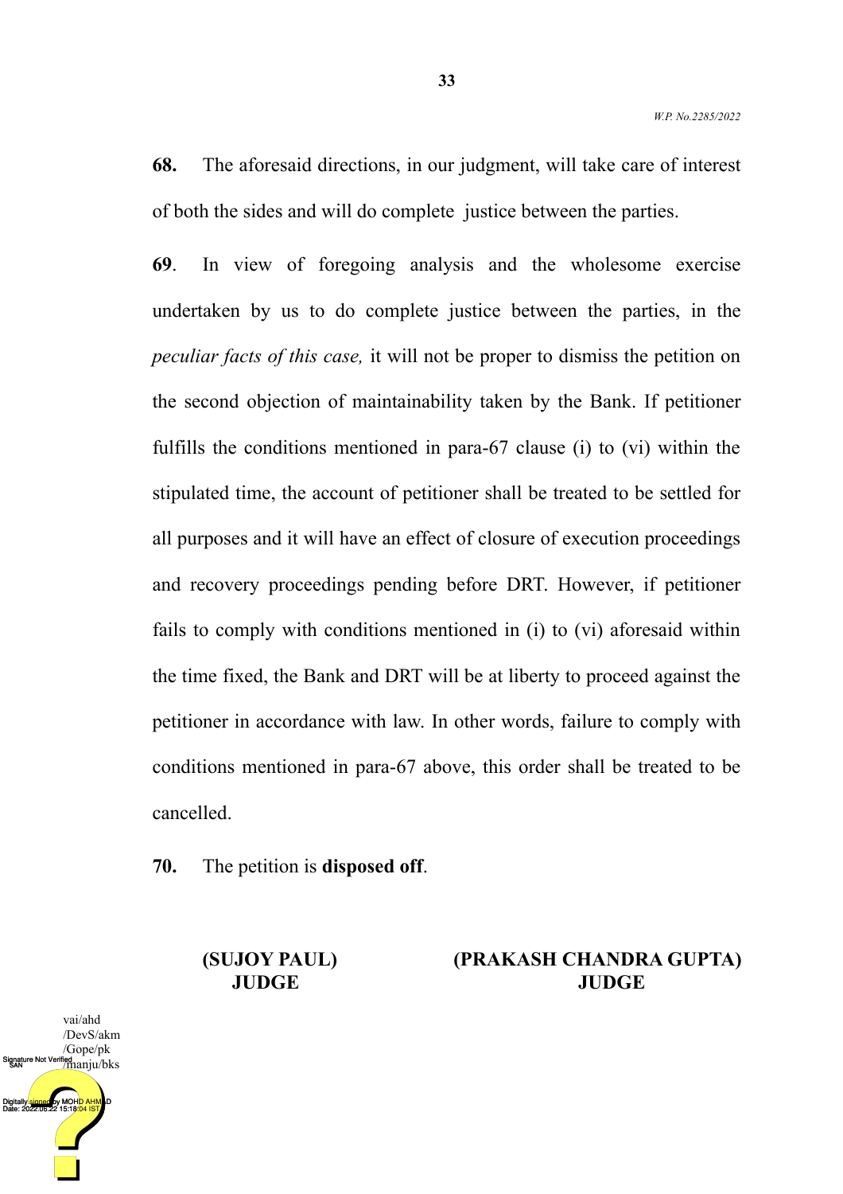**68.** The aforesaid directions, in our judgment, will take care of interest of both the sides and will do complete justice between the parties.

**69**. In view of foregoing analysis and the wholesome exercise undertaken by us to do complete justice between the parties, in the *peculiar facts of this case,* it will not be proper to dismiss the petition on the second objection of maintainability taken by the Bank. If petitioner fulfills the conditions mentioned in para-67 clause (i) to (vi) within the stipulated time, the account of petitioner shall be treated to be settled for all purposes and it will have an effect of closure of execution proceedings and recovery proceedings pending before DRT. However, if petitioner fails to comply with conditions mentioned in (i) to (vi) aforesaid within the time fixed, the Bank and DRT will be at liberty to proceed against the petitioner in accordance with law. In other words, failure to comply with conditions mentioned in para-67 above, this order shall be treated to be cancelled.

**70.** The petition is **disposed off**.

**(SUJOY PAUL)**
**JUDGE**

**(PRAKASH CHANDRA GUPTA)**
**JUDGE**

vai/ahd
/DevS/akm
/Gope/pk
/manju/bks

Signature Not Verified
SAN

Digitally signed by MOHD AHMAD
Date: 2022.06.22 15:18:04 IST